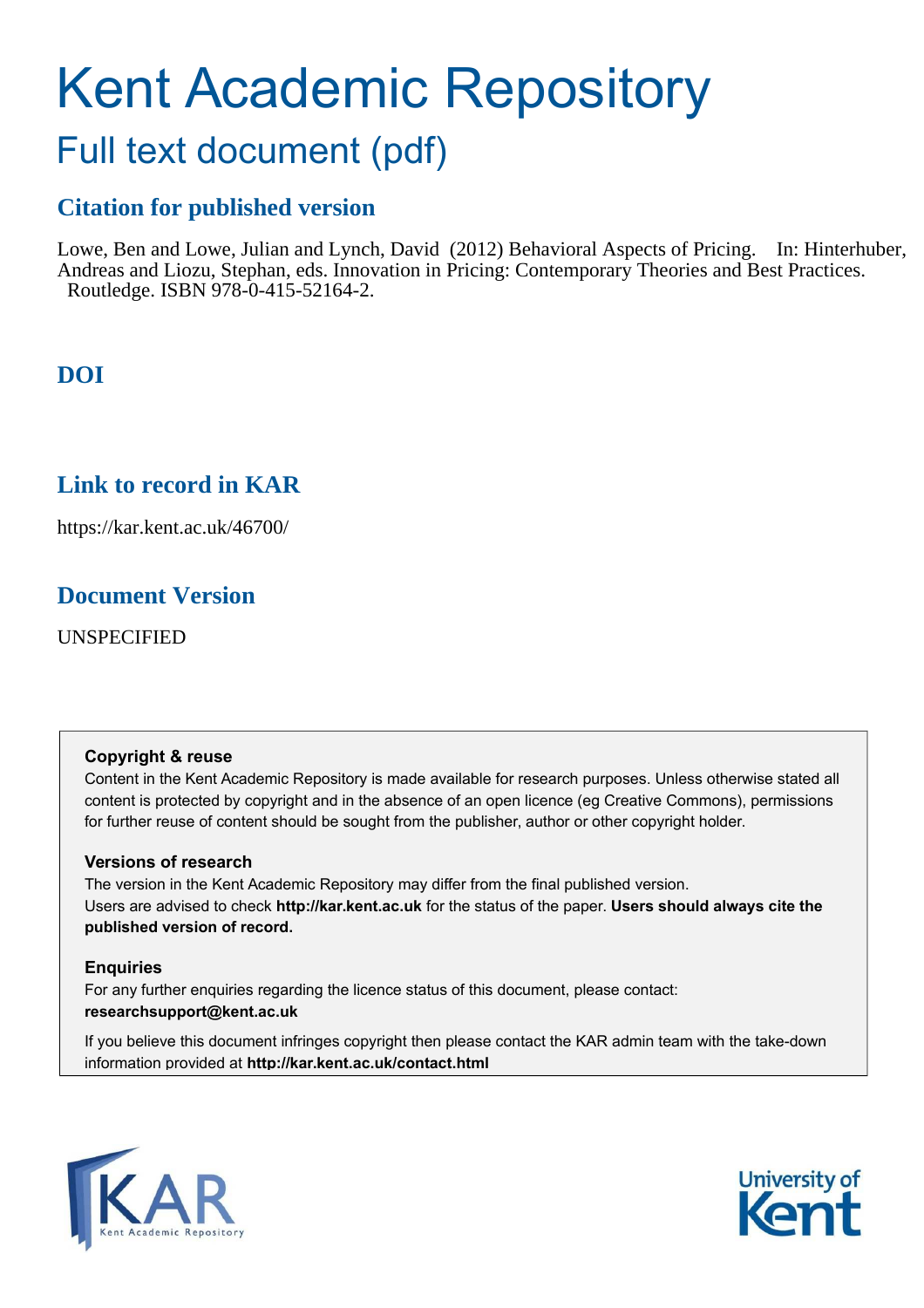# Kent Academic Repository

## Full text document (pdf)

### Citation for published version

Lowe, Ben and Lowe, Julian and Lynch, David (2012) Behavioral Aspects of Pricing. In: Hinterhuber, Andreas and Liozu, Stephan, eds. Innovation in Pricing: Contemporary Theories and Best Practices. Routledge. ISBN 978-0-415-52164-2.

### DOI

### Link to record in KAR

https://kar.kent.ac.uk/46700/

### Document Version

UNSPECIFIED

**Copyright & reuse**

Content in the Kent Academic Repository is made available for research purposes. Unless otherwise stated all content is protected by copyright and in the absence of an open licence (eg Creative Commons), permissions for further reuse of content should be sought from the publisher, author or other copyright holder.

**Versions of research**

The version in the Kent Academic Repository may differ from the final published version. Users are advised to check **http://kar.kent.ac.uk** for the status of the paper. **Users should always cite the published version of record.**

**Enquiries**

For any further enquiries regarding the licence status of this document, please contact: **researchsupport@kent.ac.uk**

If you believe this document infringes copyright then please contact the KAR admin team with the take-down information provided at **http://kar.kent.ac.uk/contact.html**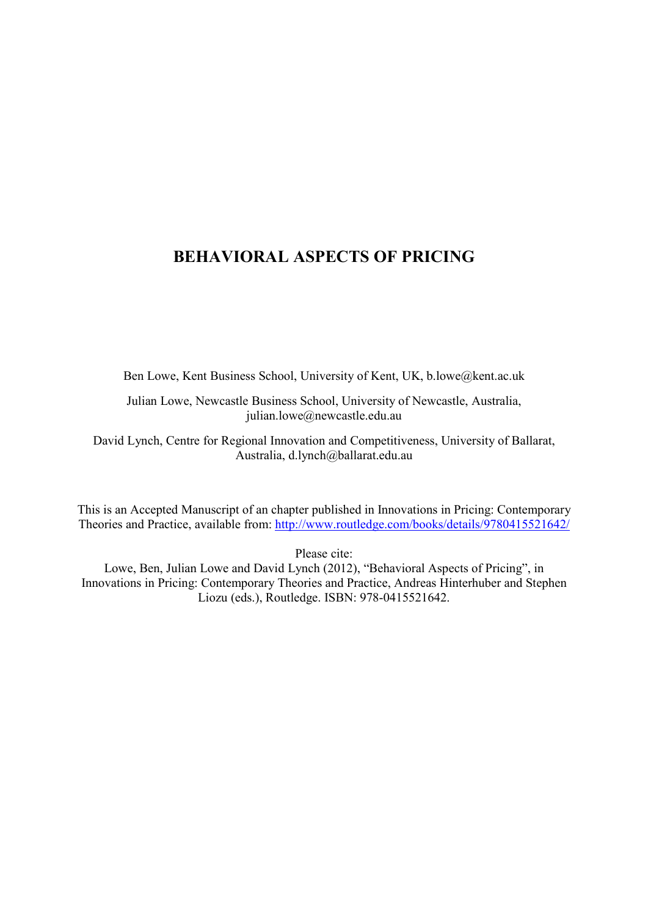# BEHAVIORAL ASPECTS OF PRICING

Ben Lowe, Kent Business School, University of Kent, UK, b.lowe@kent.ac.uk

Julian Lowe, Newcastle Business School, University of Newcastle, Australia, julian.lowe@newcastle.edu.au

David Lynch, Centre for Regional Innovation and Competitiveness, University of Ballarat, Australia, d.lynch@ballarat.edu.au

This is an Accepted Manuscript of an chapter published in Innovations in Pricing: Contemporary Theories and Practice, available from: http://www.routledge.com/books/details/9780415521642/

Please cite:
Lowe, Ben, Julian Lowe and David Lynch (2012), "Behavioral Aspects of Pricing", in Innovations in Pricing: Contemporary Theories and Practice, Andreas Hinterhuber and Stephen Liozu (eds.), Routledge. ISBN: 978-0415521642.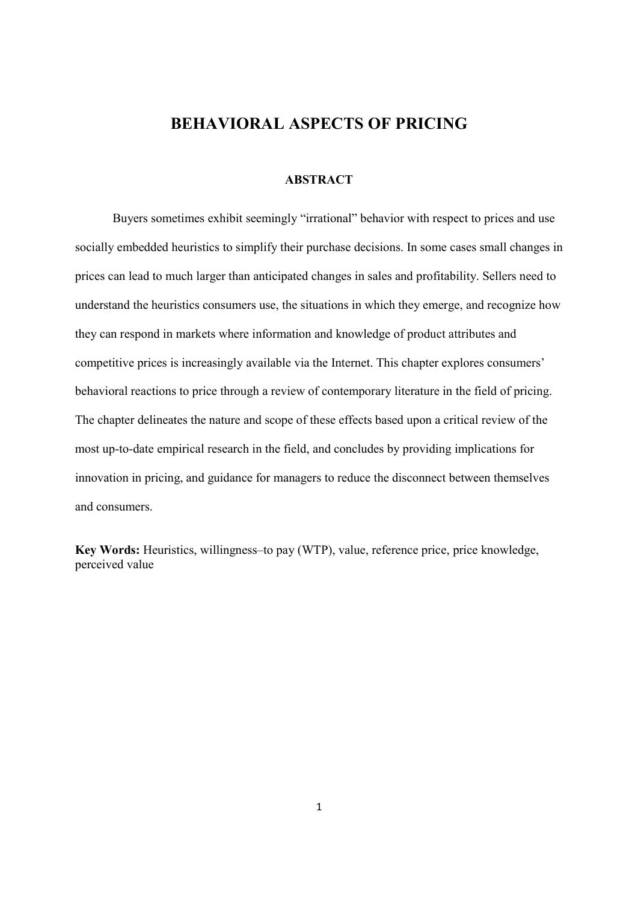# BEHAVIORAL ASPECTS OF PRICING

## ABSTRACT

Buyers sometimes exhibit seemingly "irrational" behavior with respect to prices and use socially embedded heuristics to simplify their purchase decisions. In some cases small changes in prices can lead to much larger than anticipated changes in sales and profitability. Sellers need to understand the heuristics consumers use, the situations in which they emerge, and recognize how they can respond in markets where information and knowledge of product attributes and competitive prices is increasingly available via the Internet. This chapter explores consumers' behavioral reactions to price through a review of contemporary literature in the field of pricing. The chapter delineates the nature and scope of these effects based upon a critical review of the most up-to-date empirical research in the field, and concludes by providing implications for innovation in pricing, and guidance for managers to reduce the disconnect between themselves and consumers.

**Key Words:** Heuristics, willingness–to pay (WTP), value, reference price, price knowledge, perceived value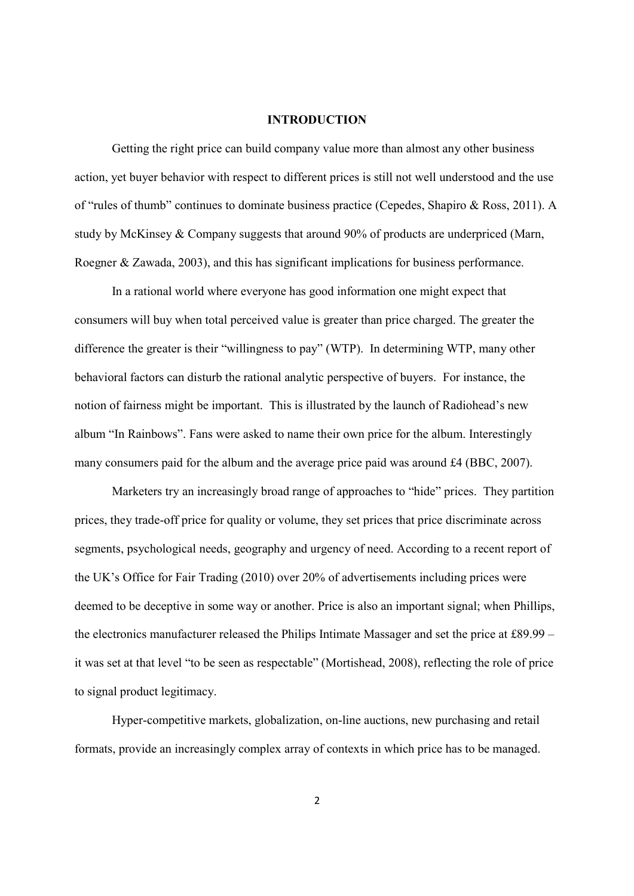# INTRODUCTION

Getting the right price can build company value more than almost any other business action, yet buyer behavior with respect to different prices is still not well understood and the use of "rules of thumb" continues to dominate business practice (Cepedes, Shapiro & Ross, 2011). A study by McKinsey & Company suggests that around 90% of products are underpriced (Marn, Roegner & Zawada, 2003), and this has significant implications for business performance.

In a rational world where everyone has good information one might expect that consumers will buy when total perceived value is greater than price charged. The greater the difference the greater is their "willingness to pay" (WTP). In determining WTP, many other behavioral factors can disturb the rational analytic perspective of buyers. For instance, the notion of fairness might be important. This is illustrated by the launch of Radiohead's new album "In Rainbows". Fans were asked to name their own price for the album. Interestingly many consumers paid for the album and the average price paid was around £4 (BBC, 2007).

Marketers try an increasingly broad range of approaches to "hide" prices. They partition prices, they trade-off price for quality or volume, they set prices that price discriminate across segments, psychological needs, geography and urgency of need. According to a recent report of the UK's Office for Fair Trading (2010) over 20% of advertisements including prices were deemed to be deceptive in some way or another. Price is also an important signal; when Phillips, the electronics manufacturer released the Philips Intimate Massager and set the price at £89.99 – it was set at that level "to be seen as respectable" (Mortishead, 2008), reflecting the role of price to signal product legitimacy.

Hyper-competitive markets, globalization, on-line auctions, new purchasing and retail formats, provide an increasingly complex array of contexts in which price has to be managed.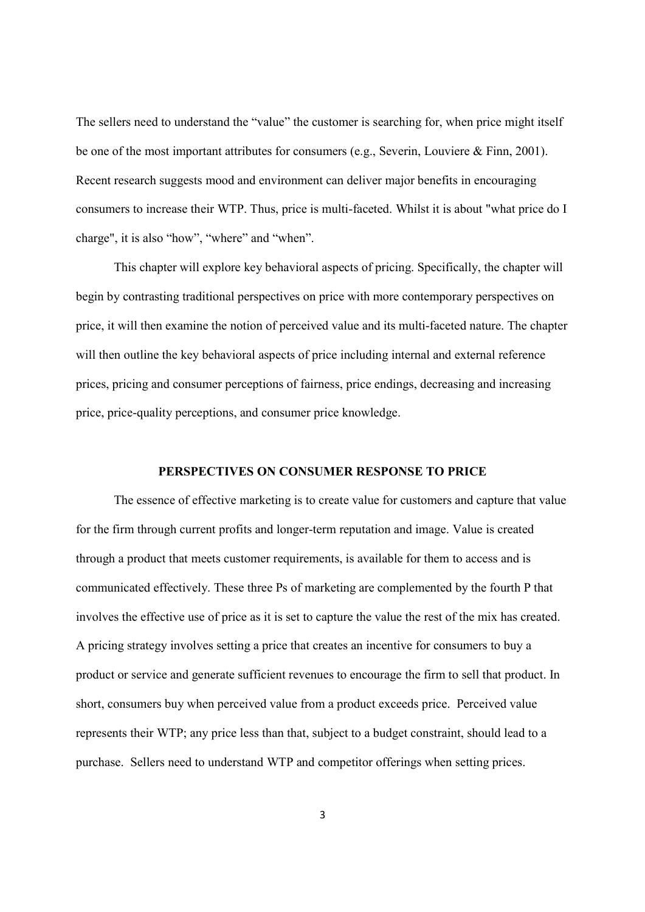The sellers need to understand the "value" the customer is searching for, when price might itself be one of the most important attributes for consumers (e.g., Severin, Louviere & Finn, 2001). Recent research suggests mood and environment can deliver major benefits in encouraging consumers to increase their WTP. Thus, price is multi-faceted. Whilst it is about "what price do I charge", it is also "how", "where" and "when".

This chapter will explore key behavioral aspects of pricing. Specifically, the chapter will begin by contrasting traditional perspectives on price with more contemporary perspectives on price, it will then examine the notion of perceived value and its multi-faceted nature. The chapter will then outline the key behavioral aspects of price including internal and external reference prices, pricing and consumer perceptions of fairness, price endings, decreasing and increasing price, price-quality perceptions, and consumer price knowledge.

## PERSPECTIVES ON CONSUMER RESPONSE TO PRICE

The essence of effective marketing is to create value for customers and capture that value for the firm through current profits and longer-term reputation and image. Value is created through a product that meets customer requirements, is available for them to access and is communicated effectively. These three Ps of marketing are complemented by the fourth P that involves the effective use of price as it is set to capture the value the rest of the mix has created. A pricing strategy involves setting a price that creates an incentive for consumers to buy a product or service and generate sufficient revenues to encourage the firm to sell that product. In short, consumers buy when perceived value from a product exceeds price. Perceived value represents their WTP; any price less than that, subject to a budget constraint, should lead to a purchase. Sellers need to understand WTP and competitor offerings when setting prices.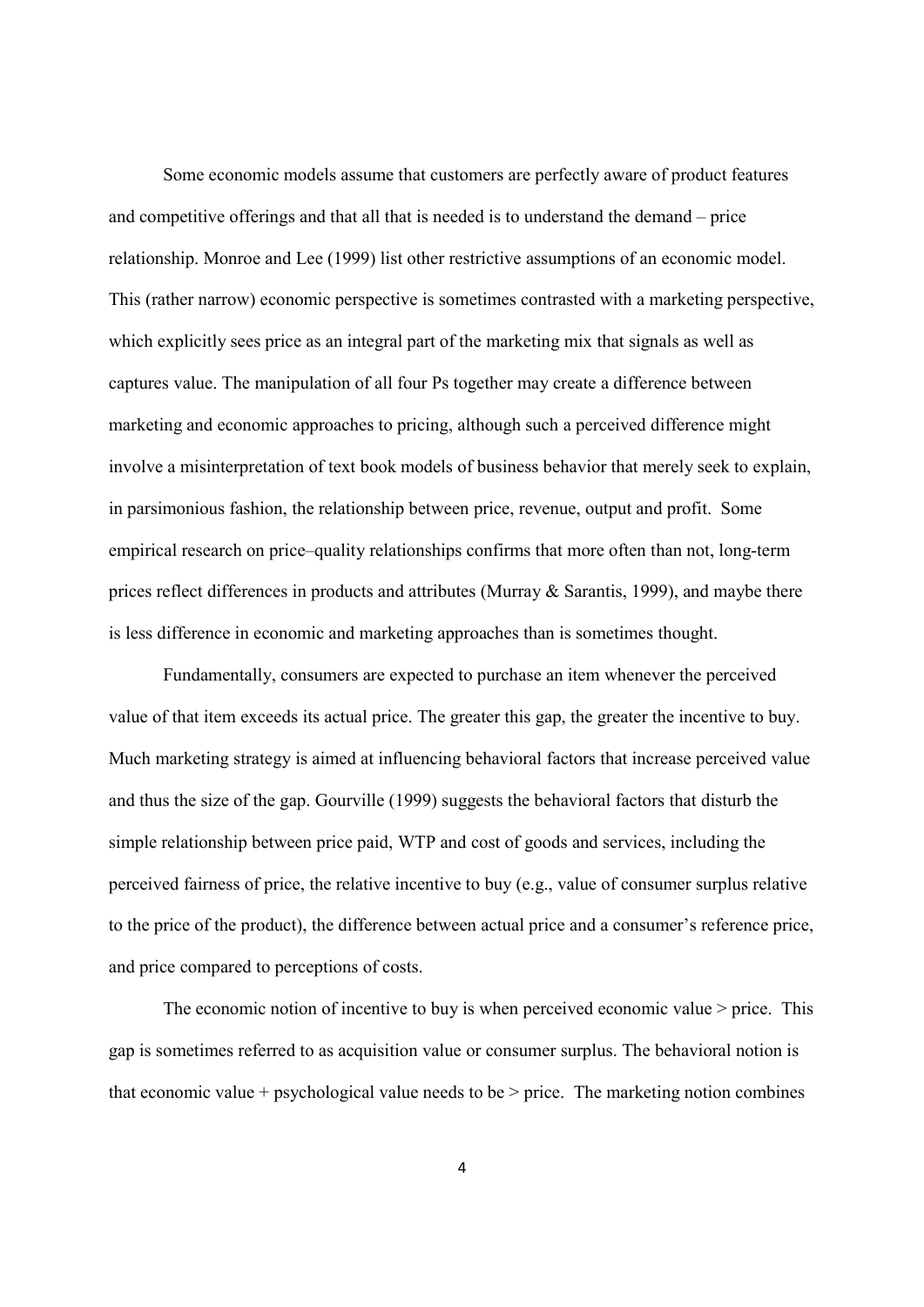Some economic models assume that customers are perfectly aware of product features and competitive offerings and that all that is needed is to understand the demand – price relationship. Monroe and Lee (1999) list other restrictive assumptions of an economic model. This (rather narrow) economic perspective is sometimes contrasted with a marketing perspective, which explicitly sees price as an integral part of the marketing mix that signals as well as captures value. The manipulation of all four Ps together may create a difference between marketing and economic approaches to pricing, although such a perceived difference might involve a misinterpretation of text book models of business behavior that merely seek to explain, in parsimonious fashion, the relationship between price, revenue, output and profit. Some empirical research on price–quality relationships confirms that more often than not, long-term prices reflect differences in products and attributes (Murray & Sarantis, 1999), and maybe there is less difference in economic and marketing approaches than is sometimes thought.

Fundamentally, consumers are expected to purchase an item whenever the perceived value of that item exceeds its actual price. The greater this gap, the greater the incentive to buy. Much marketing strategy is aimed at influencing behavioral factors that increase perceived value and thus the size of the gap. Gourville (1999) suggests the behavioral factors that disturb the simple relationship between price paid, WTP and cost of goods and services, including the perceived fairness of price, the relative incentive to buy (e.g., value of consumer surplus relative to the price of the product), the difference between actual price and a consumer's reference price, and price compared to perceptions of costs.

The economic notion of incentive to buy is when perceived economic value > price. This gap is sometimes referred to as acquisition value or consumer surplus. The behavioral notion is that economic value + psychological value needs to be > price. The marketing notion combines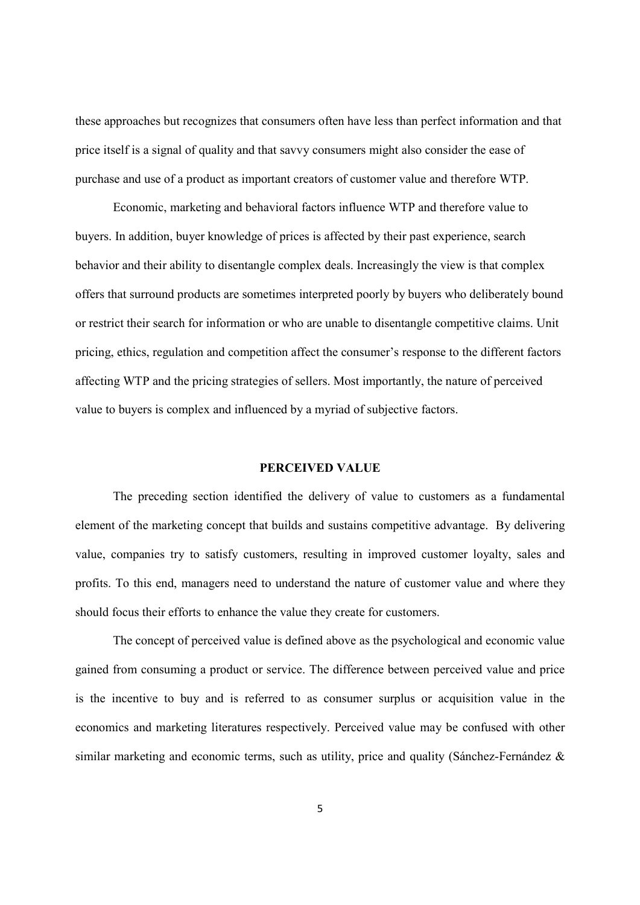these approaches but recognizes that consumers often have less than perfect information and that price itself is a signal of quality and that savvy consumers might also consider the ease of purchase and use of a product as important creators of customer value and therefore WTP.

Economic, marketing and behavioral factors influence WTP and therefore value to buyers. In addition, buyer knowledge of prices is affected by their past experience, search behavior and their ability to disentangle complex deals. Increasingly the view is that complex offers that surround products are sometimes interpreted poorly by buyers who deliberately bound or restrict their search for information or who are unable to disentangle competitive claims. Unit pricing, ethics, regulation and competition affect the consumer's response to the different factors affecting WTP and the pricing strategies of sellers. Most importantly, the nature of perceived value to buyers is complex and influenced by a myriad of subjective factors.

## PERCEIVED VALUE

The preceding section identified the delivery of value to customers as a fundamental element of the marketing concept that builds and sustains competitive advantage. By delivering value, companies try to satisfy customers, resulting in improved customer loyalty, sales and profits. To this end, managers need to understand the nature of customer value and where they should focus their efforts to enhance the value they create for customers.

The concept of perceived value is defined above as the psychological and economic value gained from consuming a product or service. The difference between perceived value and price is the incentive to buy and is referred to as consumer surplus or acquisition value in the economics and marketing literatures respectively. Perceived value may be confused with other similar marketing and economic terms, such as utility, price and quality (Sánchez-Fernández &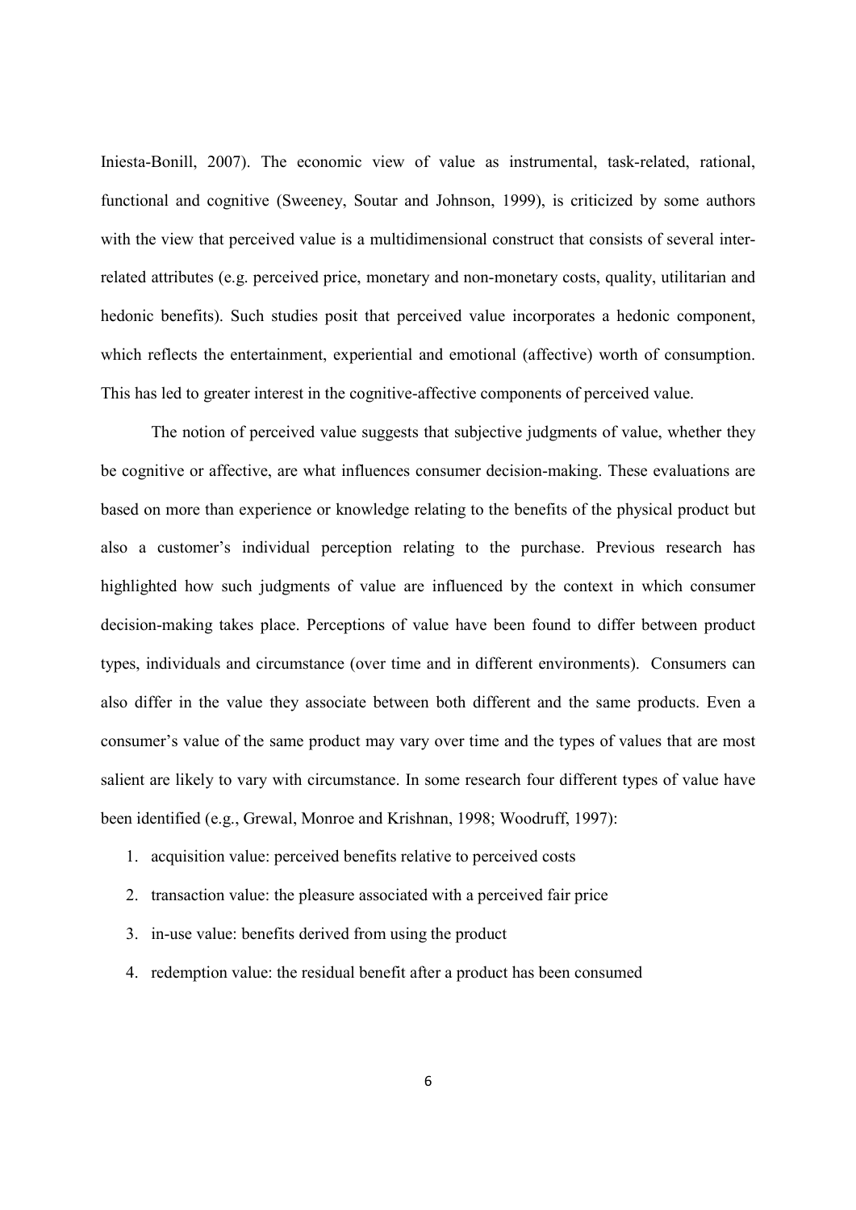Iniesta-Bonill, 2007). The economic view of value as instrumental, task-related, rational, functional and cognitive (Sweeney, Soutar and Johnson, 1999), is criticized by some authors with the view that perceived value is a multidimensional construct that consists of several inter-related attributes (e.g. perceived price, monetary and non-monetary costs, quality, utilitarian and hedonic benefits). Such studies posit that perceived value incorporates a hedonic component, which reflects the entertainment, experiential and emotional (affective) worth of consumption. This has led to greater interest in the cognitive-affective components of perceived value.

The notion of perceived value suggests that subjective judgments of value, whether they be cognitive or affective, are what influences consumer decision-making. These evaluations are based on more than experience or knowledge relating to the benefits of the physical product but also a customer's individual perception relating to the purchase. Previous research has highlighted how such judgments of value are influenced by the context in which consumer decision-making takes place. Perceptions of value have been found to differ between product types, individuals and circumstance (over time and in different environments). Consumers can also differ in the value they associate between both different and the same products. Even a consumer's value of the same product may vary over time and the types of values that are most salient are likely to vary with circumstance. In some research four different types of value have been identified (e.g., Grewal, Monroe and Krishnan, 1998; Woodruff, 1997):

1. acquisition value: perceived benefits relative to perceived costs
2. transaction value: the pleasure associated with a perceived fair price
3. in-use value: benefits derived from using the product
4. redemption value: the residual benefit after a product has been consumed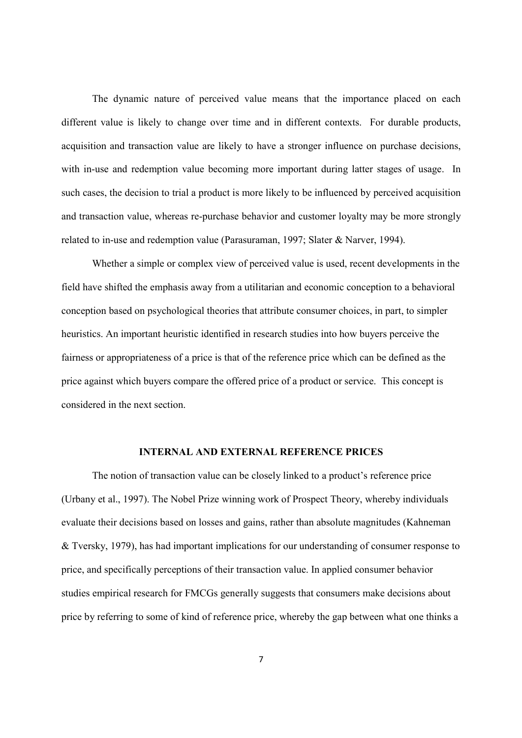The dynamic nature of perceived value means that the importance placed on each different value is likely to change over time and in different contexts. For durable products, acquisition and transaction value are likely to have a stronger influence on purchase decisions, with in-use and redemption value becoming more important during latter stages of usage. In such cases, the decision to trial a product is more likely to be influenced by perceived acquisition and transaction value, whereas re-purchase behavior and customer loyalty may be more strongly related to in-use and redemption value (Parasuraman, 1997; Slater & Narver, 1994).

Whether a simple or complex view of perceived value is used, recent developments in the field have shifted the emphasis away from a utilitarian and economic conception to a behavioral conception based on psychological theories that attribute consumer choices, in part, to simpler heuristics. An important heuristic identified in research studies into how buyers perceive the fairness or appropriateness of a price is that of the reference price which can be defined as the price against which buyers compare the offered price of a product or service. This concept is considered in the next section.

## INTERNAL AND EXTERNAL REFERENCE PRICES

The notion of transaction value can be closely linked to a product's reference price (Urbany et al., 1997). The Nobel Prize winning work of Prospect Theory, whereby individuals evaluate their decisions based on losses and gains, rather than absolute magnitudes (Kahneman & Tversky, 1979), has had important implications for our understanding of consumer response to price, and specifically perceptions of their transaction value. In applied consumer behavior studies empirical research for FMCGs generally suggests that consumers make decisions about price by referring to some of kind of reference price, whereby the gap between what one thinks a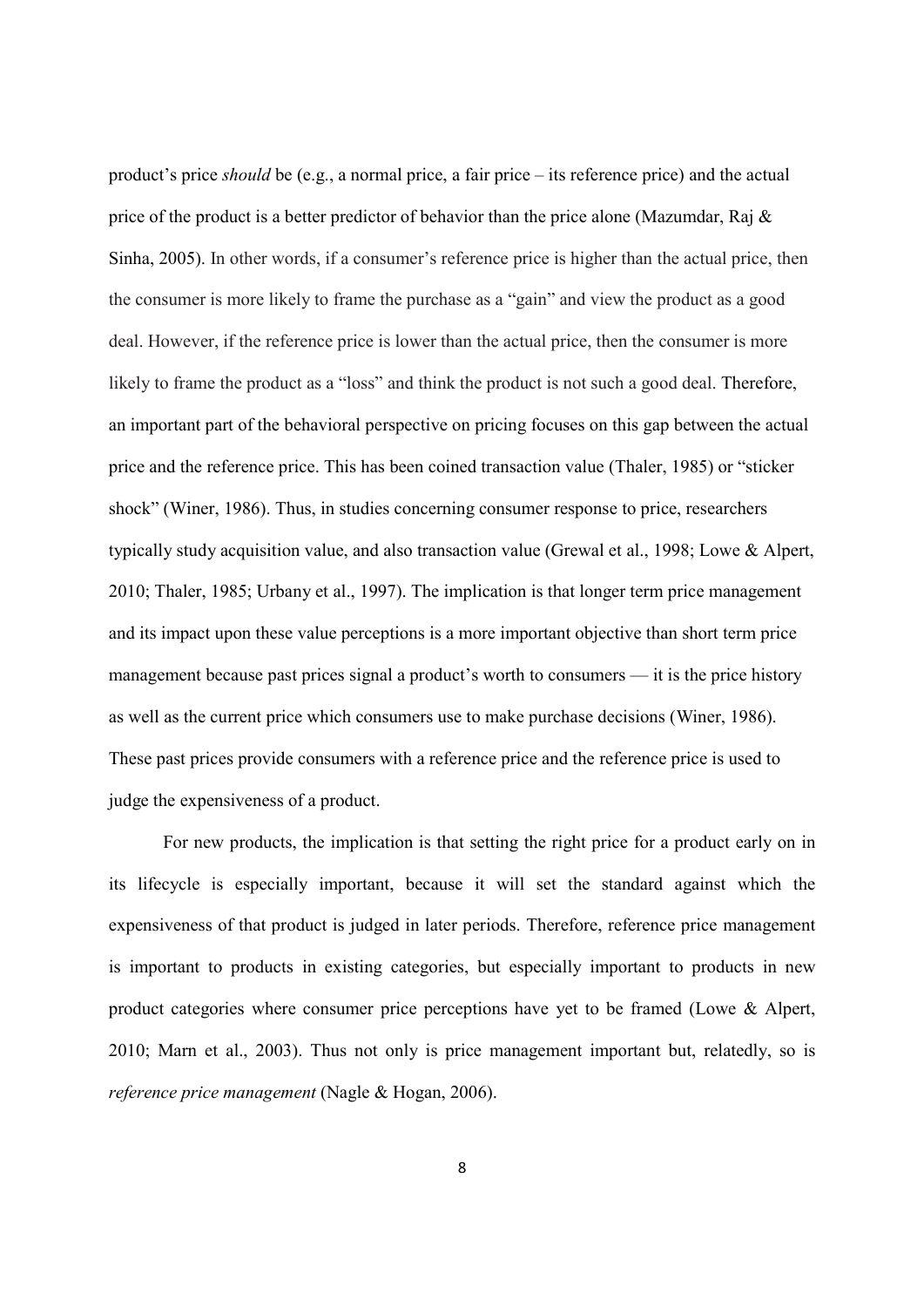product's price *should* be (e.g., a normal price, a fair price – its reference price) and the actual price of the product is a better predictor of behavior than the price alone (Mazumdar, Raj & Sinha, 2005). In other words, if a consumer's reference price is higher than the actual price, then the consumer is more likely to frame the purchase as a "gain" and view the product as a good deal. However, if the reference price is lower than the actual price, then the consumer is more likely to frame the product as a "loss" and think the product is not such a good deal. Therefore, an important part of the behavioral perspective on pricing focuses on this gap between the actual price and the reference price. This has been coined transaction value (Thaler, 1985) or "sticker shock" (Winer, 1986). Thus, in studies concerning consumer response to price, researchers typically study acquisition value, and also transaction value (Grewal et al., 1998; Lowe & Alpert, 2010; Thaler, 1985; Urbany et al., 1997). The implication is that longer term price management and its impact upon these value perceptions is a more important objective than short term price management because past prices signal a product's worth to consumers — it is the price history as well as the current price which consumers use to make purchase decisions (Winer, 1986). These past prices provide consumers with a reference price and the reference price is used to judge the expensiveness of a product.

For new products, the implication is that setting the right price for a product early on in its lifecycle is especially important, because it will set the standard against which the expensiveness of that product is judged in later periods. Therefore, reference price management is important to products in existing categories, but especially important to products in new product categories where consumer price perceptions have yet to be framed (Lowe & Alpert, 2010; Marn et al., 2003). Thus not only is price management important but, relatedly, so is *reference price management* (Nagle & Hogan, 2006).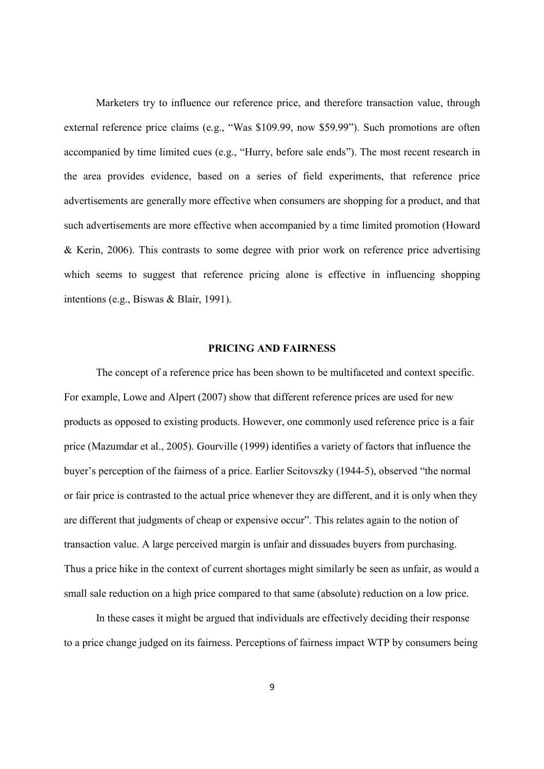Marketers try to influence our reference price, and therefore transaction value, through external reference price claims (e.g., "Was $109.99, now $59.99"). Such promotions are often accompanied by time limited cues (e.g., "Hurry, before sale ends"). The most recent research in the area provides evidence, based on a series of field experiments, that reference price advertisements are generally more effective when consumers are shopping for a product, and that such advertisements are more effective when accompanied by a time limited promotion (Howard & Kerin, 2006). This contrasts to some degree with prior work on reference price advertising which seems to suggest that reference pricing alone is effective in influencing shopping intentions (e.g., Biswas & Blair, 1991).

## PRICING AND FAIRNESS

The concept of a reference price has been shown to be multifaceted and context specific. For example, Lowe and Alpert (2007) show that different reference prices are used for new products as opposed to existing products. However, one commonly used reference price is a fair price (Mazumdar et al., 2005). Gourville (1999) identifies a variety of factors that influence the buyer's perception of the fairness of a price. Earlier Scitovszky (1944-5), observed "the normal or fair price is contrasted to the actual price whenever they are different, and it is only when they are different that judgments of cheap or expensive occur". This relates again to the notion of transaction value. A large perceived margin is unfair and dissuades buyers from purchasing. Thus a price hike in the context of current shortages might similarly be seen as unfair, as would a small sale reduction on a high price compared to that same (absolute) reduction on a low price.

In these cases it might be argued that individuals are effectively deciding their response to a price change judged on its fairness. Perceptions of fairness impact WTP by consumers being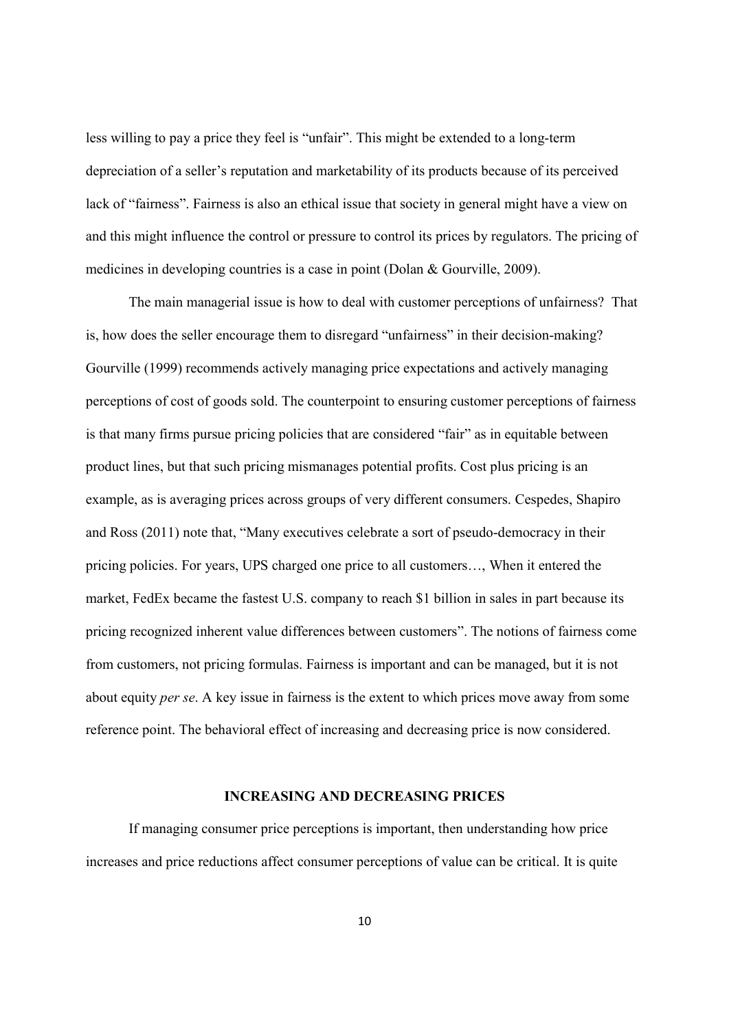less willing to pay a price they feel is "unfair". This might be extended to a long-term depreciation of a seller's reputation and marketability of its products because of its perceived lack of "fairness". Fairness is also an ethical issue that society in general might have a view on and this might influence the control or pressure to control its prices by regulators. The pricing of medicines in developing countries is a case in point (Dolan & Gourville, 2009).

The main managerial issue is how to deal with customer perceptions of unfairness? That is, how does the seller encourage them to disregard "unfairness" in their decision-making? Gourville (1999) recommends actively managing price expectations and actively managing perceptions of cost of goods sold. The counterpoint to ensuring customer perceptions of fairness is that many firms pursue pricing policies that are considered "fair" as in equitable between product lines, but that such pricing mismanages potential profits. Cost plus pricing is an example, as is averaging prices across groups of very different consumers. Cespedes, Shapiro and Ross (2011) note that, "Many executives celebrate a sort of pseudo-democracy in their pricing policies. For years, UPS charged one price to all customers…, When it entered the market, FedEx became the fastest U.S. company to reach $1 billion in sales in part because its pricing recognized inherent value differences between customers". The notions of fairness come from customers, not pricing formulas. Fairness is important and can be managed, but it is not about equity *per se*. A key issue in fairness is the extent to which prices move away from some reference point. The behavioral effect of increasing and decreasing price is now considered.

## INCREASING AND DECREASING PRICES

If managing consumer price perceptions is important, then understanding how price increases and price reductions affect consumer perceptions of value can be critical. It is quite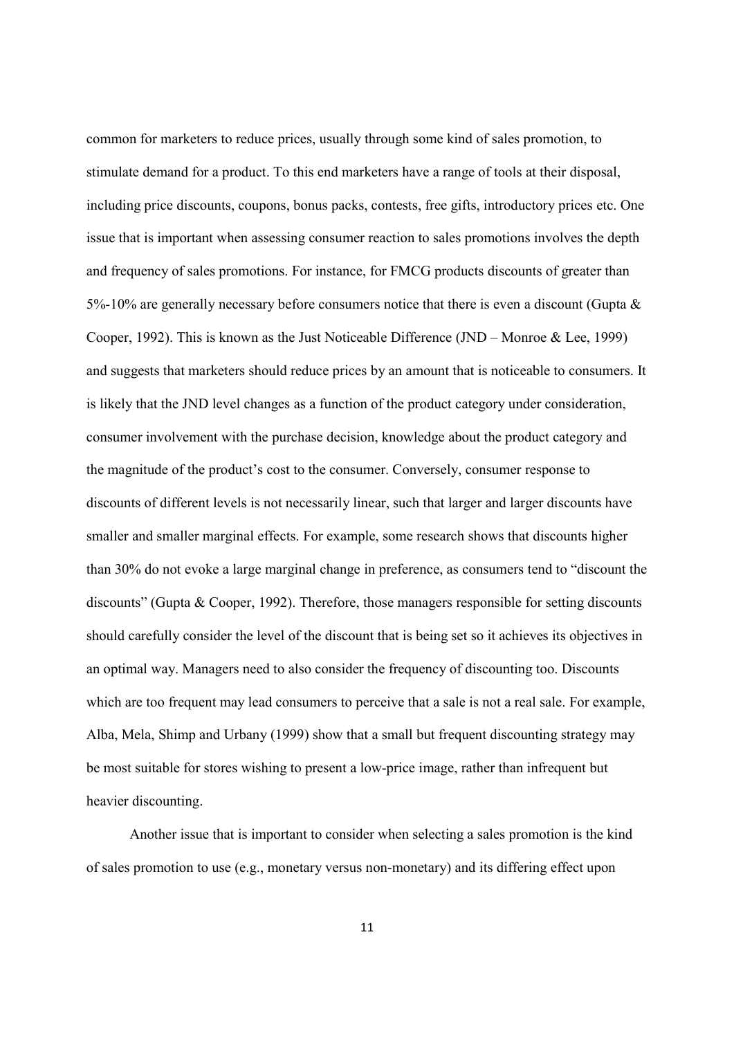common for marketers to reduce prices, usually through some kind of sales promotion, to stimulate demand for a product. To this end marketers have a range of tools at their disposal, including price discounts, coupons, bonus packs, contests, free gifts, introductory prices etc. One issue that is important when assessing consumer reaction to sales promotions involves the depth and frequency of sales promotions. For instance, for FMCG products discounts of greater than 5%-10% are generally necessary before consumers notice that there is even a discount (Gupta & Cooper, 1992). This is known as the Just Noticeable Difference (JND – Monroe & Lee, 1999) and suggests that marketers should reduce prices by an amount that is noticeable to consumers. It is likely that the JND level changes as a function of the product category under consideration, consumer involvement with the purchase decision, knowledge about the product category and the magnitude of the product's cost to the consumer. Conversely, consumer response to discounts of different levels is not necessarily linear, such that larger and larger discounts have smaller and smaller marginal effects. For example, some research shows that discounts higher than 30% do not evoke a large marginal change in preference, as consumers tend to "discount the discounts" (Gupta & Cooper, 1992). Therefore, those managers responsible for setting discounts should carefully consider the level of the discount that is being set so it achieves its objectives in an optimal way. Managers need to also consider the frequency of discounting too. Discounts which are too frequent may lead consumers to perceive that a sale is not a real sale. For example, Alba, Mela, Shimp and Urbany (1999) show that a small but frequent discounting strategy may be most suitable for stores wishing to present a low-price image, rather than infrequent but heavier discounting.

Another issue that is important to consider when selecting a sales promotion is the kind of sales promotion to use (e.g., monetary versus non-monetary) and its differing effect upon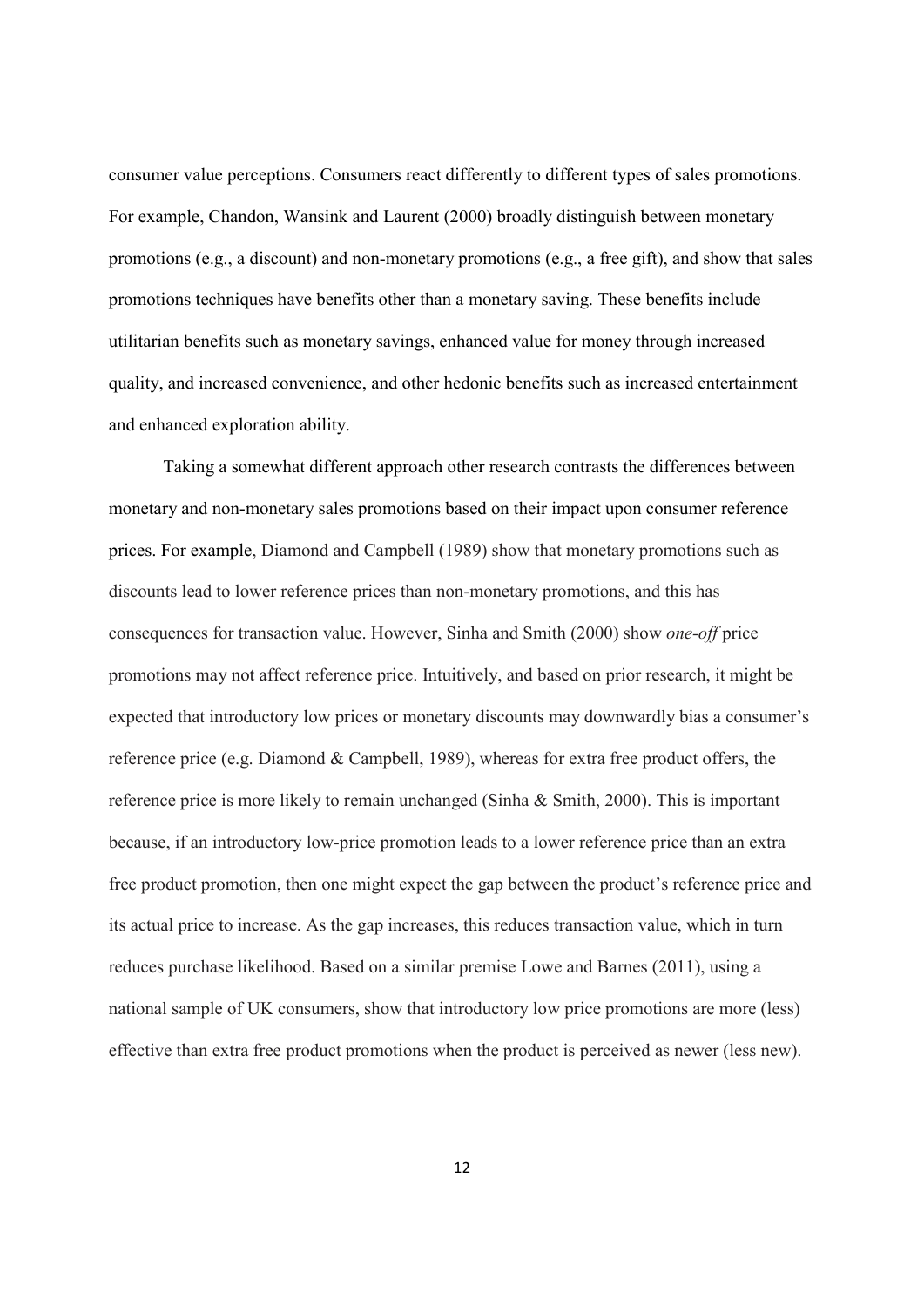consumer value perceptions. Consumers react differently to different types of sales promotions. For example, Chandon, Wansink and Laurent (2000) broadly distinguish between monetary promotions (e.g., a discount) and non-monetary promotions (e.g., a free gift), and show that sales promotions techniques have benefits other than a monetary saving. These benefits include utilitarian benefits such as monetary savings, enhanced value for money through increased quality, and increased convenience, and other hedonic benefits such as increased entertainment and enhanced exploration ability.

Taking a somewhat different approach other research contrasts the differences between monetary and non-monetary sales promotions based on their impact upon consumer reference prices. For example, Diamond and Campbell (1989) show that monetary promotions such as discounts lead to lower reference prices than non-monetary promotions, and this has consequences for transaction value. However, Sinha and Smith (2000) show *one-off* price promotions may not affect reference price. Intuitively, and based on prior research, it might be expected that introductory low prices or monetary discounts may downwardly bias a consumer's reference price (e.g. Diamond & Campbell, 1989), whereas for extra free product offers, the reference price is more likely to remain unchanged (Sinha & Smith, 2000). This is important because, if an introductory low-price promotion leads to a lower reference price than an extra free product promotion, then one might expect the gap between the product's reference price and its actual price to increase. As the gap increases, this reduces transaction value, which in turn reduces purchase likelihood. Based on a similar premise Lowe and Barnes (2011), using a national sample of UK consumers, show that introductory low price promotions are more (less) effective than extra free product promotions when the product is perceived as newer (less new).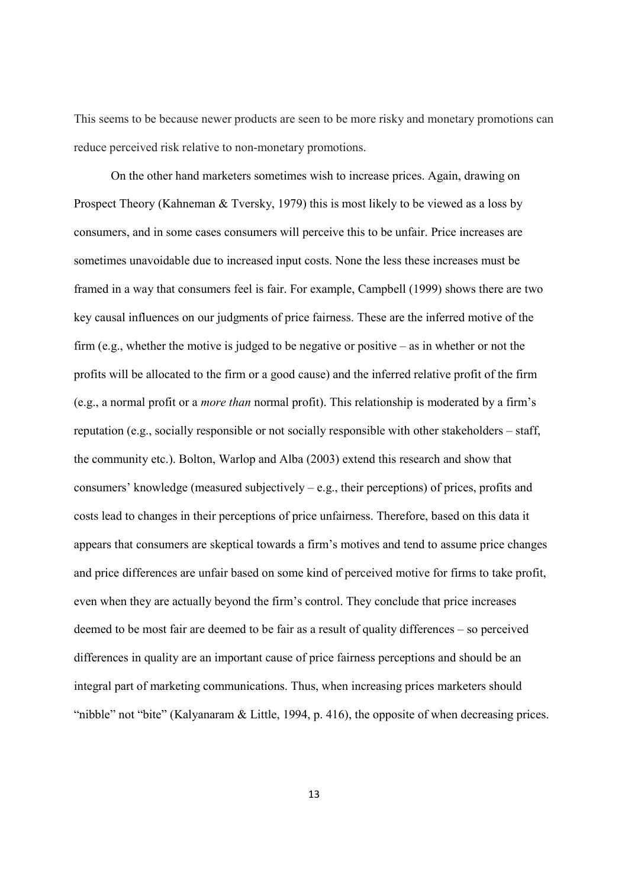This seems to be because newer products are seen to be more risky and monetary promotions can reduce perceived risk relative to non-monetary promotions.

On the other hand marketers sometimes wish to increase prices. Again, drawing on Prospect Theory (Kahneman & Tversky, 1979) this is most likely to be viewed as a loss by consumers, and in some cases consumers will perceive this to be unfair. Price increases are sometimes unavoidable due to increased input costs. None the less these increases must be framed in a way that consumers feel is fair. For example, Campbell (1999) shows there are two key causal influences on our judgments of price fairness. These are the inferred motive of the firm (e.g., whether the motive is judged to be negative or positive – as in whether or not the profits will be allocated to the firm or a good cause) and the inferred relative profit of the firm (e.g., a normal profit or a *more than* normal profit). This relationship is moderated by a firm's reputation (e.g., socially responsible or not socially responsible with other stakeholders – staff, the community etc.). Bolton, Warlop and Alba (2003) extend this research and show that consumers' knowledge (measured subjectively – e.g., their perceptions) of prices, profits and costs lead to changes in their perceptions of price unfairness. Therefore, based on this data it appears that consumers are skeptical towards a firm's motives and tend to assume price changes and price differences are unfair based on some kind of perceived motive for firms to take profit, even when they are actually beyond the firm's control. They conclude that price increases deemed to be most fair are deemed to be fair as a result of quality differences – so perceived differences in quality are an important cause of price fairness perceptions and should be an integral part of marketing communications. Thus, when increasing prices marketers should "nibble" not "bite" (Kalyanaram & Little, 1994, p. 416), the opposite of when decreasing prices.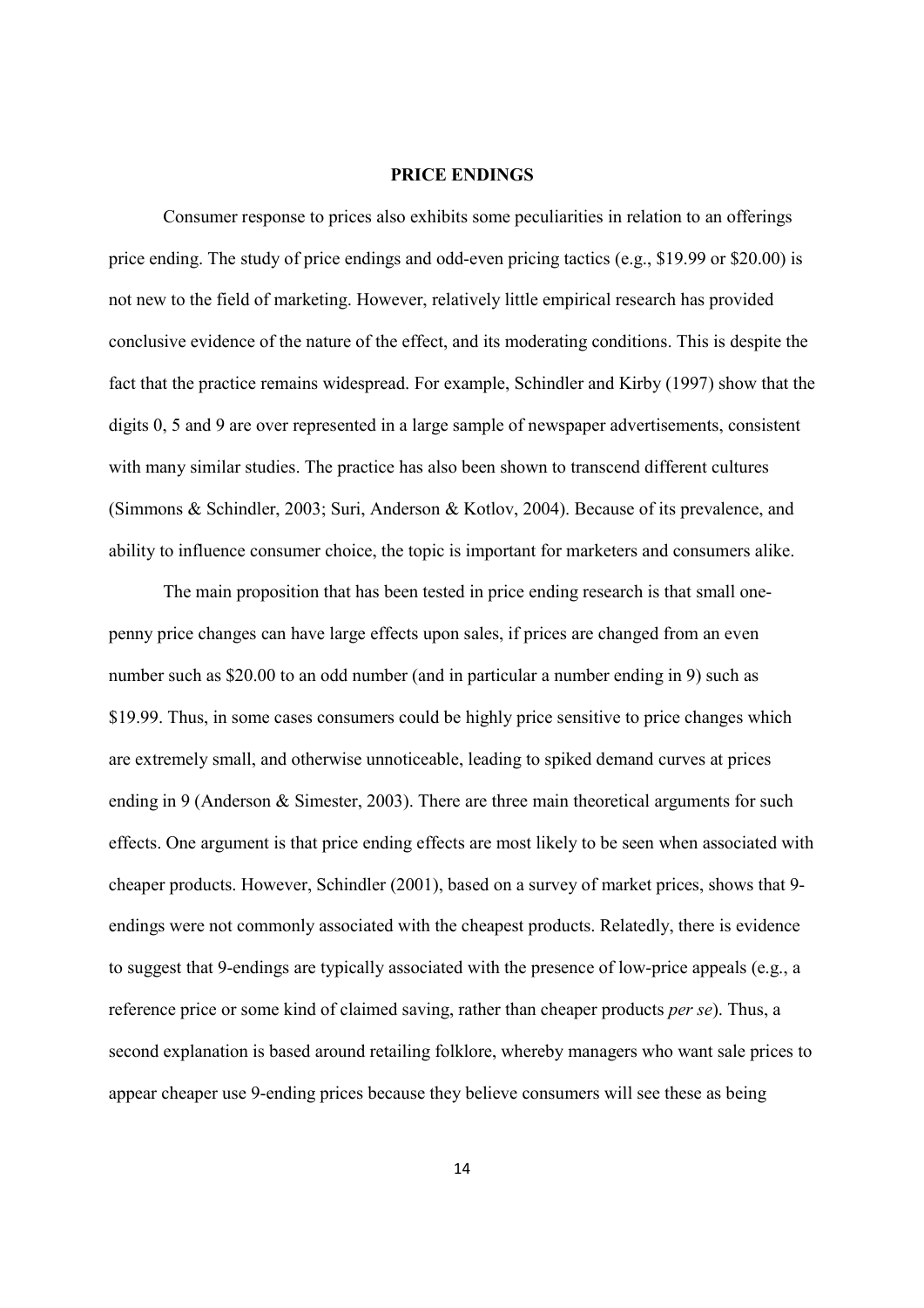## PRICE ENDINGS

Consumer response to prices also exhibits some peculiarities in relation to an offerings price ending. The study of price endings and odd-even pricing tactics (e.g., $19.99 or $20.00) is not new to the field of marketing. However, relatively little empirical research has provided conclusive evidence of the nature of the effect, and its moderating conditions. This is despite the fact that the practice remains widespread. For example, Schindler and Kirby (1997) show that the digits 0, 5 and 9 are over represented in a large sample of newspaper advertisements, consistent with many similar studies. The practice has also been shown to transcend different cultures (Simmons & Schindler, 2003; Suri, Anderson & Kotlov, 2004). Because of its prevalence, and ability to influence consumer choice, the topic is important for marketers and consumers alike.

The main proposition that has been tested in price ending research is that small one-penny price changes can have large effects upon sales, if prices are changed from an even number such as $20.00 to an odd number (and in particular a number ending in 9) such as $19.99. Thus, in some cases consumers could be highly price sensitive to price changes which are extremely small, and otherwise unnoticeable, leading to spiked demand curves at prices ending in 9 (Anderson & Simester, 2003). There are three main theoretical arguments for such effects. One argument is that price ending effects are most likely to be seen when associated with cheaper products. However, Schindler (2001), based on a survey of market prices, shows that 9-endings were not commonly associated with the cheapest products. Relatedly, there is evidence to suggest that 9-endings are typically associated with the presence of low-price appeals (e.g., a reference price or some kind of claimed saving, rather than cheaper products *per se*). Thus, a second explanation is based around retailing folklore, whereby managers who want sale prices to appear cheaper use 9-ending prices because they believe consumers will see these as being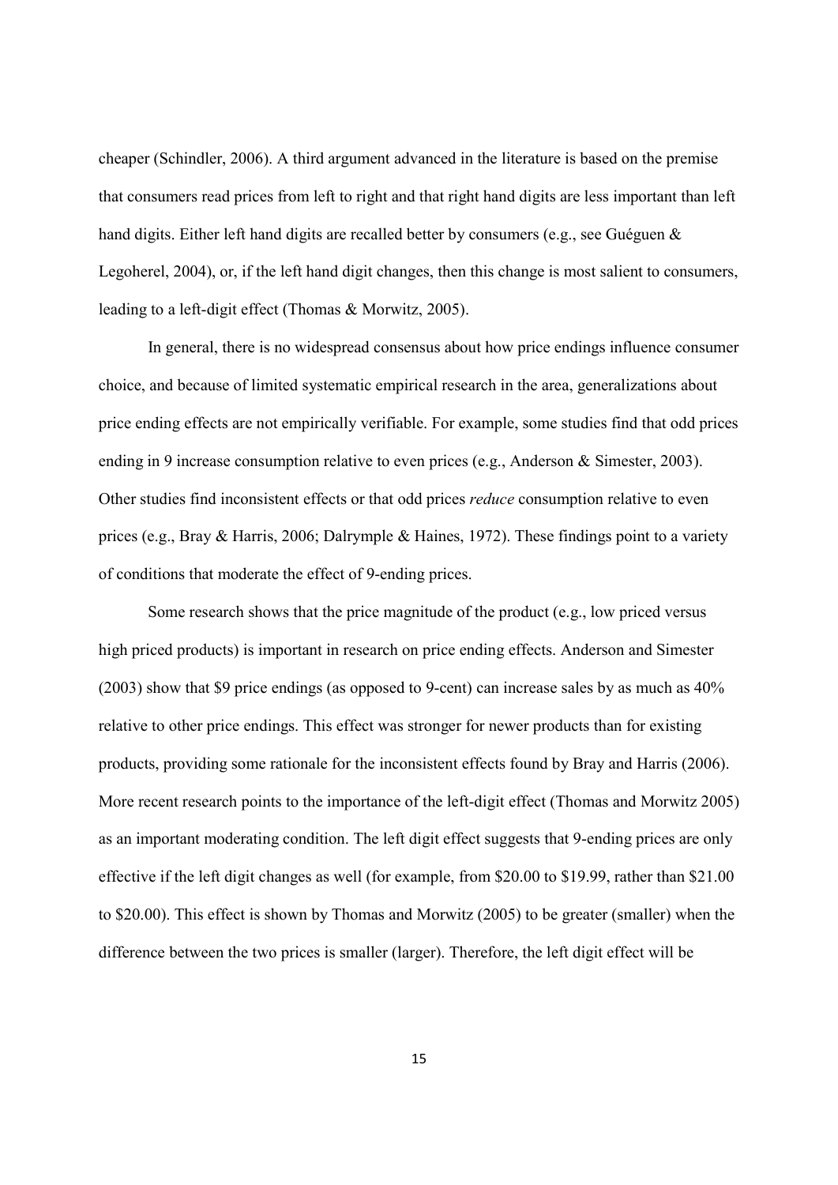cheaper (Schindler, 2006). A third argument advanced in the literature is based on the premise that consumers read prices from left to right and that right hand digits are less important than left hand digits. Either left hand digits are recalled better by consumers (e.g., see Guéguen & Legoherel, 2004), or, if the left hand digit changes, then this change is most salient to consumers, leading to a left-digit effect (Thomas & Morwitz, 2005).

In general, there is no widespread consensus about how price endings influence consumer choice, and because of limited systematic empirical research in the area, generalizations about price ending effects are not empirically verifiable. For example, some studies find that odd prices ending in 9 increase consumption relative to even prices (e.g., Anderson & Simester, 2003). Other studies find inconsistent effects or that odd prices *reduce* consumption relative to even prices (e.g., Bray & Harris, 2006; Dalrymple & Haines, 1972). These findings point to a variety of conditions that moderate the effect of 9-ending prices.

Some research shows that the price magnitude of the product (e.g., low priced versus high priced products) is important in research on price ending effects. Anderson and Simester (2003) show that $9 price endings (as opposed to 9-cent) can increase sales by as much as 40% relative to other price endings. This effect was stronger for newer products than for existing products, providing some rationale for the inconsistent effects found by Bray and Harris (2006). More recent research points to the importance of the left-digit effect (Thomas and Morwitz 2005) as an important moderating condition. The left digit effect suggests that 9-ending prices are only effective if the left digit changes as well (for example, from $20.00 to $19.99, rather than $21.00 to $20.00). This effect is shown by Thomas and Morwitz (2005) to be greater (smaller) when the difference between the two prices is smaller (larger). Therefore, the left digit effect will be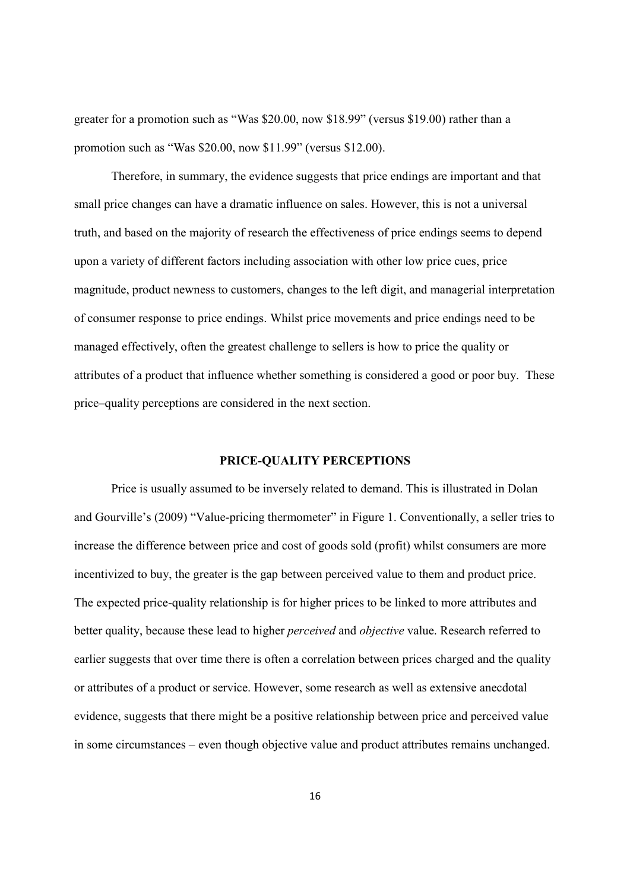greater for a promotion such as "Was $20.00, now $18.99" (versus $19.00) rather than a promotion such as "Was $20.00, now $11.99" (versus $12.00).

Therefore, in summary, the evidence suggests that price endings are important and that small price changes can have a dramatic influence on sales. However, this is not a universal truth, and based on the majority of research the effectiveness of price endings seems to depend upon a variety of different factors including association with other low price cues, price magnitude, product newness to customers, changes to the left digit, and managerial interpretation of consumer response to price endings. Whilst price movements and price endings need to be managed effectively, often the greatest challenge to sellers is how to price the quality or attributes of a product that influence whether something is considered a good or poor buy. These price–quality perceptions are considered in the next section.

## PRICE-QUALITY PERCEPTIONS

Price is usually assumed to be inversely related to demand. This is illustrated in Dolan and Gourville's (2009) "Value-pricing thermometer" in Figure 1. Conventionally, a seller tries to increase the difference between price and cost of goods sold (profit) whilst consumers are more incentivized to buy, the greater is the gap between perceived value to them and product price. The expected price-quality relationship is for higher prices to be linked to more attributes and better quality, because these lead to higher *perceived* and *objective* value. Research referred to earlier suggests that over time there is often a correlation between prices charged and the quality or attributes of a product or service. However, some research as well as extensive anecdotal evidence, suggests that there might be a positive relationship between price and perceived value in some circumstances – even though objective value and product attributes remains unchanged.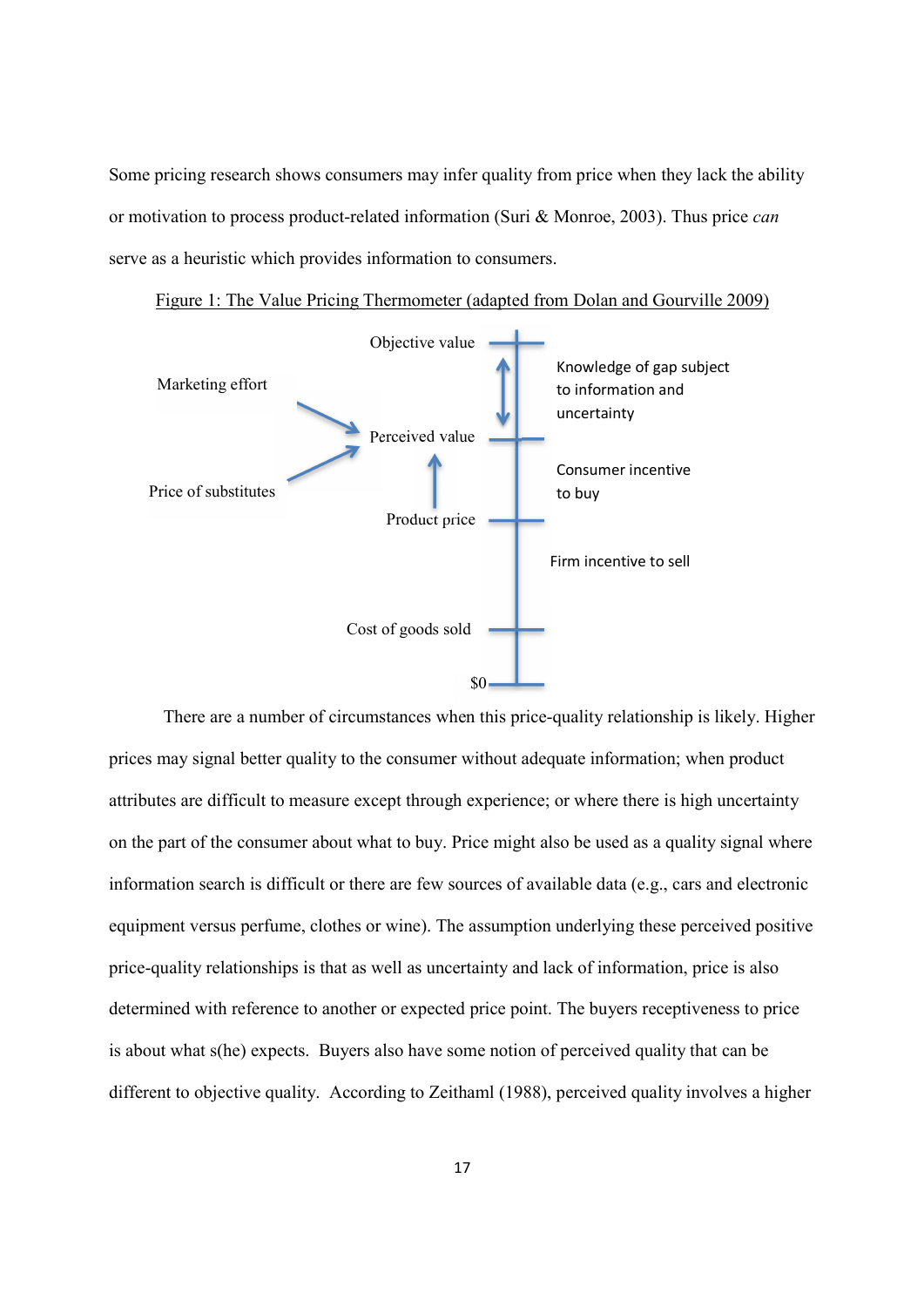Some pricing research shows consumers may infer quality from price when they lack the ability or motivation to process product-related information (Suri & Monroe, 2003). Thus price *can* serve as a heuristic which provides information to consumers.

Figure 1: The Value Pricing Thermometer (adapted from Dolan and Gourville 2009)

Objective value

Marketing effort

Knowledge of gap subject to information and uncertainty

Perceived value

Price of substitutes

Consumer incentive to buy

Product price

Firm incentive to sell

Cost of goods sold

$0

There are a number of circumstances when this price-quality relationship is likely. Higher prices may signal better quality to the consumer without adequate information; when product attributes are difficult to measure except through experience; or where there is high uncertainty on the part of the consumer about what to buy. Price might also be used as a quality signal where information search is difficult or there are few sources of available data (e.g., cars and electronic equipment versus perfume, clothes or wine). The assumption underlying these perceived positive price-quality relationships is that as well as uncertainty and lack of information, price is also determined with reference to another or expected price point. The buyers receptiveness to price is about what s(he) expects. Buyers also have some notion of perceived quality that can be different to objective quality. According to Zeithaml (1988), perceived quality involves a higher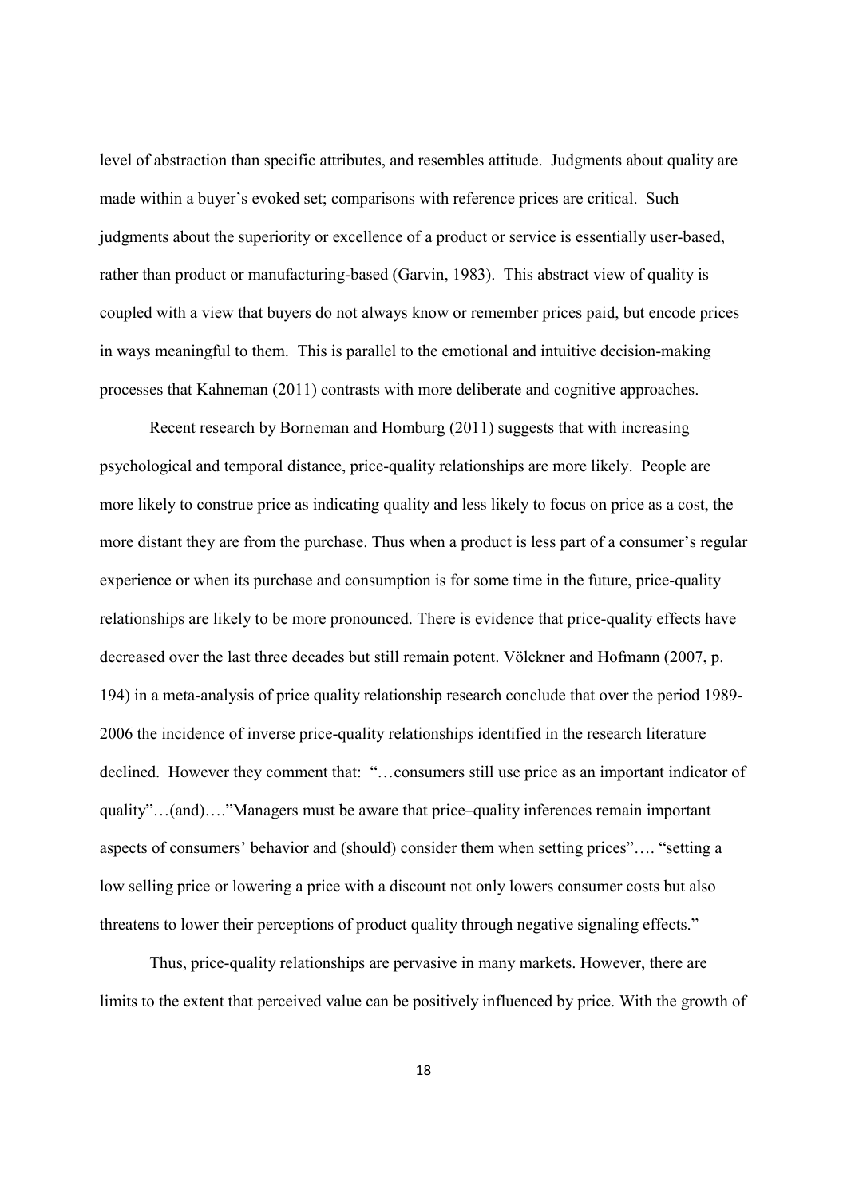level of abstraction than specific attributes, and resembles attitude. Judgments about quality are made within a buyer's evoked set; comparisons with reference prices are critical. Such judgments about the superiority or excellence of a product or service is essentially user-based, rather than product or manufacturing-based (Garvin, 1983). This abstract view of quality is coupled with a view that buyers do not always know or remember prices paid, but encode prices in ways meaningful to them. This is parallel to the emotional and intuitive decision-making processes that Kahneman (2011) contrasts with more deliberate and cognitive approaches.

Recent research by Borneman and Homburg (2011) suggests that with increasing psychological and temporal distance, price-quality relationships are more likely. People are more likely to construe price as indicating quality and less likely to focus on price as a cost, the more distant they are from the purchase. Thus when a product is less part of a consumer's regular experience or when its purchase and consumption is for some time in the future, price-quality relationships are likely to be more pronounced. There is evidence that price-quality effects have decreased over the last three decades but still remain potent. Völckner and Hofmann (2007, p. 194) in a meta-analysis of price quality relationship research conclude that over the period 1989-2006 the incidence of inverse price-quality relationships identified in the research literature declined. However they comment that: "…consumers still use price as an important indicator of quality"…(and)…."Managers must be aware that price–quality inferences remain important aspects of consumers' behavior and (should) consider them when setting prices"…. "setting a low selling price or lowering a price with a discount not only lowers consumer costs but also threatens to lower their perceptions of product quality through negative signaling effects."

Thus, price-quality relationships are pervasive in many markets. However, there are limits to the extent that perceived value can be positively influenced by price. With the growth of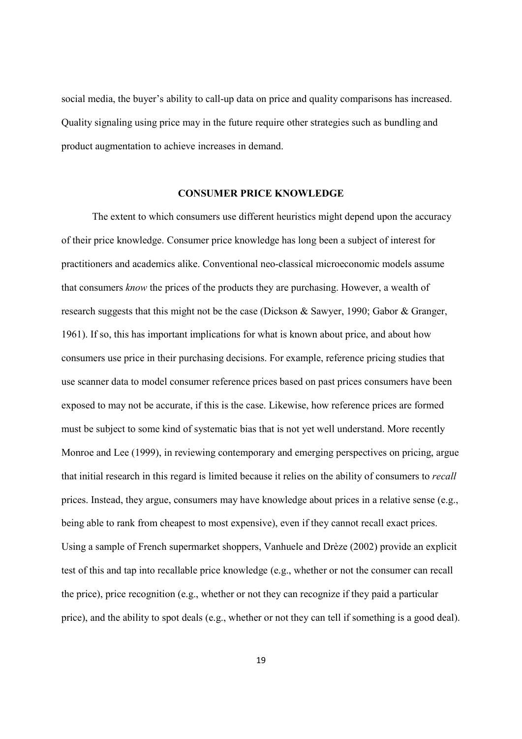social media, the buyer's ability to call-up data on price and quality comparisons has increased. Quality signaling using price may in the future require other strategies such as bundling and product augmentation to achieve increases in demand.

## CONSUMER PRICE KNOWLEDGE

The extent to which consumers use different heuristics might depend upon the accuracy of their price knowledge. Consumer price knowledge has long been a subject of interest for practitioners and academics alike. Conventional neo-classical microeconomic models assume that consumers *know* the prices of the products they are purchasing. However, a wealth of research suggests that this might not be the case (Dickson & Sawyer, 1990; Gabor & Granger, 1961). If so, this has important implications for what is known about price, and about how consumers use price in their purchasing decisions. For example, reference pricing studies that use scanner data to model consumer reference prices based on past prices consumers have been exposed to may not be accurate, if this is the case. Likewise, how reference prices are formed must be subject to some kind of systematic bias that is not yet well understand. More recently Monroe and Lee (1999), in reviewing contemporary and emerging perspectives on pricing, argue that initial research in this regard is limited because it relies on the ability of consumers to *recall* prices. Instead, they argue, consumers may have knowledge about prices in a relative sense (e.g., being able to rank from cheapest to most expensive), even if they cannot recall exact prices. Using a sample of French supermarket shoppers, Vanhuele and Drèze (2002) provide an explicit test of this and tap into recallable price knowledge (e.g., whether or not the consumer can recall the price), price recognition (e.g., whether or not they can recognize if they paid a particular price), and the ability to spot deals (e.g., whether or not they can tell if something is a good deal).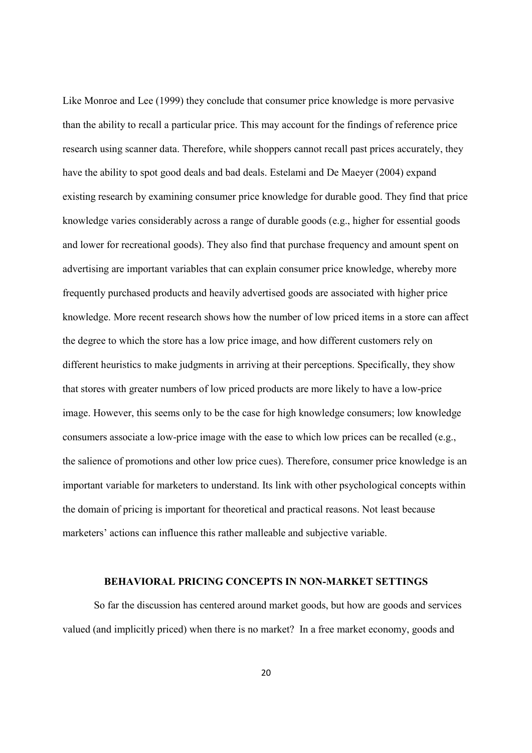Like Monroe and Lee (1999) they conclude that consumer price knowledge is more pervasive than the ability to recall a particular price. This may account for the findings of reference price research using scanner data. Therefore, while shoppers cannot recall past prices accurately, they have the ability to spot good deals and bad deals. Estelami and De Maeyer (2004) expand existing research by examining consumer price knowledge for durable good. They find that price knowledge varies considerably across a range of durable goods (e.g., higher for essential goods and lower for recreational goods). They also find that purchase frequency and amount spent on advertising are important variables that can explain consumer price knowledge, whereby more frequently purchased products and heavily advertised goods are associated with higher price knowledge. More recent research shows how the number of low priced items in a store can affect the degree to which the store has a low price image, and how different customers rely on different heuristics to make judgments in arriving at their perceptions. Specifically, they show that stores with greater numbers of low priced products are more likely to have a low-price image. However, this seems only to be the case for high knowledge consumers; low knowledge consumers associate a low-price image with the ease to which low prices can be recalled (e.g., the salience of promotions and other low price cues). Therefore, consumer price knowledge is an important variable for marketers to understand. Its link with other psychological concepts within the domain of pricing is important for theoretical and practical reasons. Not least because marketers' actions can influence this rather malleable and subjective variable.

## BEHAVIORAL PRICING CONCEPTS IN NON-MARKET SETTINGS

So far the discussion has centered around market goods, but how are goods and services valued (and implicitly priced) when there is no market? In a free market economy, goods and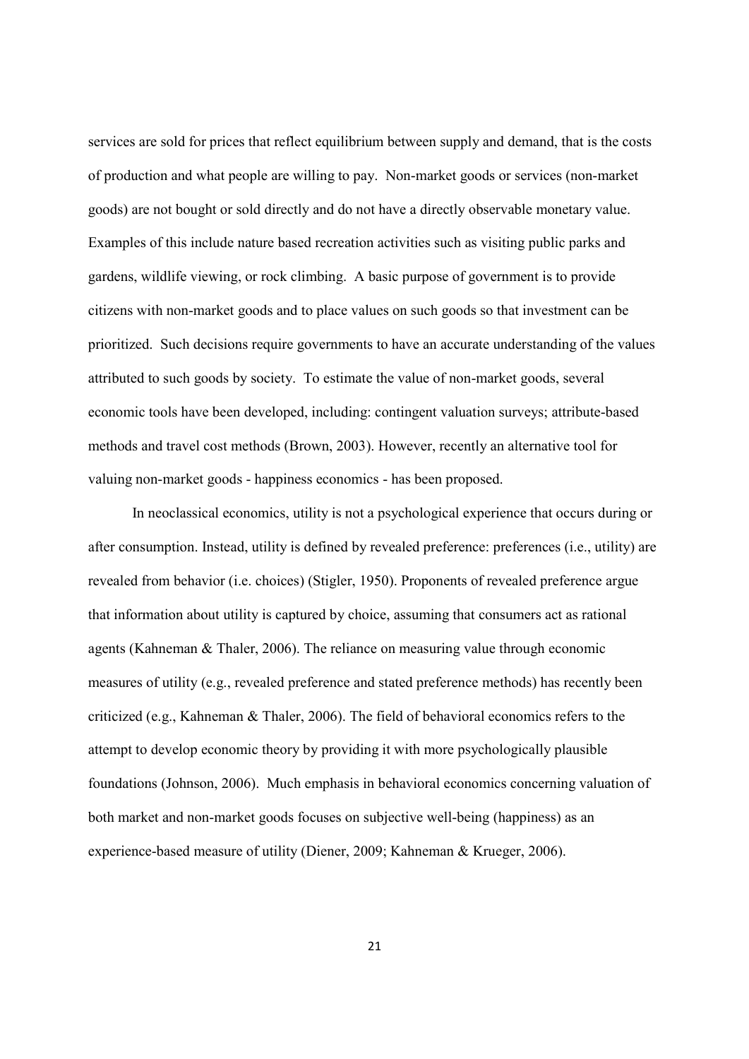services are sold for prices that reflect equilibrium between supply and demand, that is the costs of production and what people are willing to pay. Non-market goods or services (non-market goods) are not bought or sold directly and do not have a directly observable monetary value. Examples of this include nature based recreation activities such as visiting public parks and gardens, wildlife viewing, or rock climbing. A basic purpose of government is to provide citizens with non-market goods and to place values on such goods so that investment can be prioritized. Such decisions require governments to have an accurate understanding of the values attributed to such goods by society. To estimate the value of non-market goods, several economic tools have been developed, including: contingent valuation surveys; attribute-based methods and travel cost methods (Brown, 2003). However, recently an alternative tool for valuing non-market goods - happiness economics - has been proposed.

In neoclassical economics, utility is not a psychological experience that occurs during or after consumption. Instead, utility is defined by revealed preference: preferences (i.e., utility) are revealed from behavior (i.e. choices) (Stigler, 1950). Proponents of revealed preference argue that information about utility is captured by choice, assuming that consumers act as rational agents (Kahneman & Thaler, 2006). The reliance on measuring value through economic measures of utility (e.g., revealed preference and stated preference methods) has recently been criticized (e.g., Kahneman & Thaler, 2006). The field of behavioral economics refers to the attempt to develop economic theory by providing it with more psychologically plausible foundations (Johnson, 2006). Much emphasis in behavioral economics concerning valuation of both market and non-market goods focuses on subjective well-being (happiness) as an experience-based measure of utility (Diener, 2009; Kahneman & Krueger, 2006).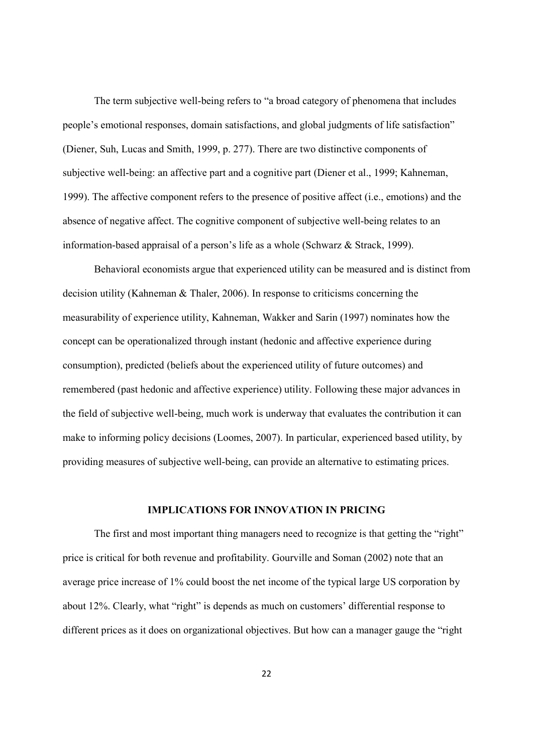The term subjective well-being refers to "a broad category of phenomena that includes people's emotional responses, domain satisfactions, and global judgments of life satisfaction" (Diener, Suh, Lucas and Smith, 1999, p. 277). There are two distinctive components of subjective well-being: an affective part and a cognitive part (Diener et al., 1999; Kahneman, 1999). The affective component refers to the presence of positive affect (i.e., emotions) and the absence of negative affect. The cognitive component of subjective well-being relates to an information-based appraisal of a person's life as a whole (Schwarz & Strack, 1999).

Behavioral economists argue that experienced utility can be measured and is distinct from decision utility (Kahneman & Thaler, 2006). In response to criticisms concerning the measurability of experience utility, Kahneman, Wakker and Sarin (1997) nominates how the concept can be operationalized through instant (hedonic and affective experience during consumption), predicted (beliefs about the experienced utility of future outcomes) and remembered (past hedonic and affective experience) utility. Following these major advances in the field of subjective well-being, much work is underway that evaluates the contribution it can make to informing policy decisions (Loomes, 2007). In particular, experienced based utility, by providing measures of subjective well-being, can provide an alternative to estimating prices.

## IMPLICATIONS FOR INNOVATION IN PRICING

The first and most important thing managers need to recognize is that getting the "right" price is critical for both revenue and profitability. Gourville and Soman (2002) note that an average price increase of 1% could boost the net income of the typical large US corporation by about 12%. Clearly, what "right" is depends as much on customers' differential response to different prices as it does on organizational objectives. But how can a manager gauge the "right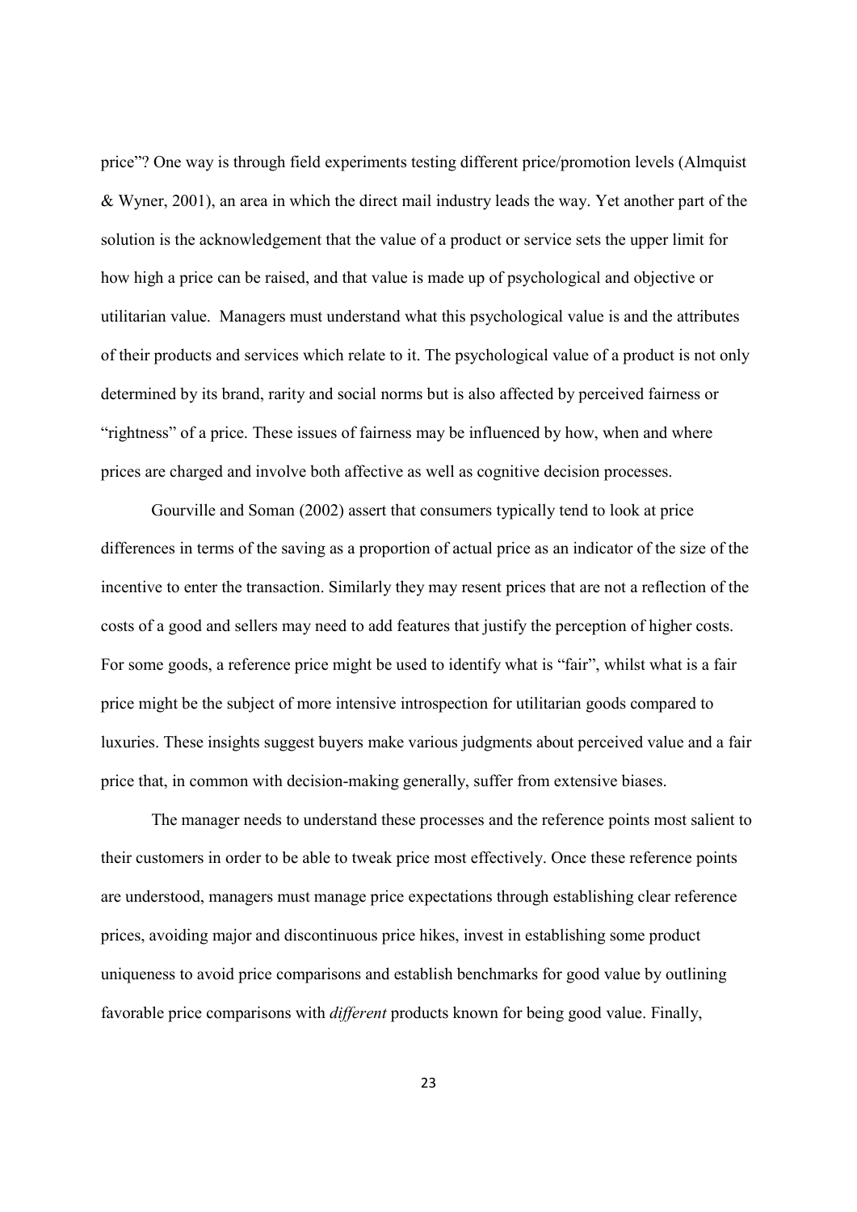price"? One way is through field experiments testing different price/promotion levels (Almquist & Wyner, 2001), an area in which the direct mail industry leads the way. Yet another part of the solution is the acknowledgement that the value of a product or service sets the upper limit for how high a price can be raised, and that value is made up of psychological and objective or utilitarian value. Managers must understand what this psychological value is and the attributes of their products and services which relate to it. The psychological value of a product is not only determined by its brand, rarity and social norms but is also affected by perceived fairness or "rightness" of a price. These issues of fairness may be influenced by how, when and where prices are charged and involve both affective as well as cognitive decision processes.

Gourville and Soman (2002) assert that consumers typically tend to look at price differences in terms of the saving as a proportion of actual price as an indicator of the size of the incentive to enter the transaction. Similarly they may resent prices that are not a reflection of the costs of a good and sellers may need to add features that justify the perception of higher costs. For some goods, a reference price might be used to identify what is "fair", whilst what is a fair price might be the subject of more intensive introspection for utilitarian goods compared to luxuries. These insights suggest buyers make various judgments about perceived value and a fair price that, in common with decision-making generally, suffer from extensive biases.

The manager needs to understand these processes and the reference points most salient to their customers in order to be able to tweak price most effectively. Once these reference points are understood, managers must manage price expectations through establishing clear reference prices, avoiding major and discontinuous price hikes, invest in establishing some product uniqueness to avoid price comparisons and establish benchmarks for good value by outlining favorable price comparisons with *different* products known for being good value. Finally,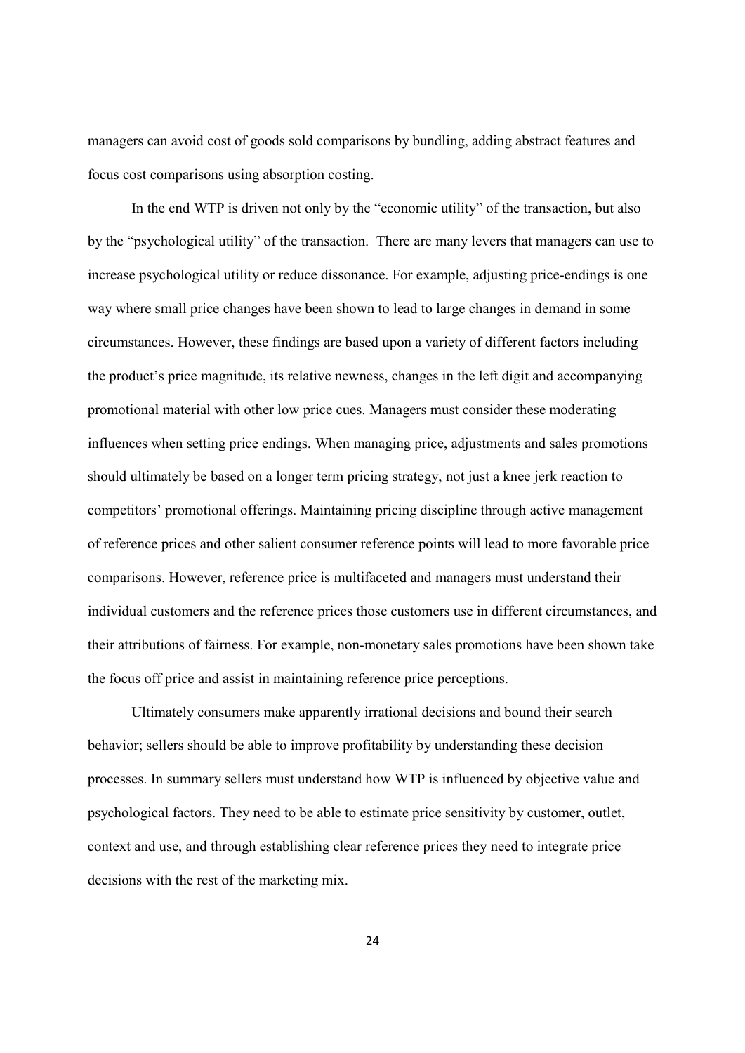managers can avoid cost of goods sold comparisons by bundling, adding abstract features and focus cost comparisons using absorption costing.

In the end WTP is driven not only by the "economic utility" of the transaction, but also by the "psychological utility" of the transaction. There are many levers that managers can use to increase psychological utility or reduce dissonance. For example, adjusting price-endings is one way where small price changes have been shown to lead to large changes in demand in some circumstances. However, these findings are based upon a variety of different factors including the product's price magnitude, its relative newness, changes in the left digit and accompanying promotional material with other low price cues. Managers must consider these moderating influences when setting price endings. When managing price, adjustments and sales promotions should ultimately be based on a longer term pricing strategy, not just a knee jerk reaction to competitors' promotional offerings. Maintaining pricing discipline through active management of reference prices and other salient consumer reference points will lead to more favorable price comparisons. However, reference price is multifaceted and managers must understand their individual customers and the reference prices those customers use in different circumstances, and their attributions of fairness. For example, non-monetary sales promotions have been shown take the focus off price and assist in maintaining reference price perceptions.

Ultimately consumers make apparently irrational decisions and bound their search behavior; sellers should be able to improve profitability by understanding these decision processes. In summary sellers must understand how WTP is influenced by objective value and psychological factors. They need to be able to estimate price sensitivity by customer, outlet, context and use, and through establishing clear reference prices they need to integrate price decisions with the rest of the marketing mix.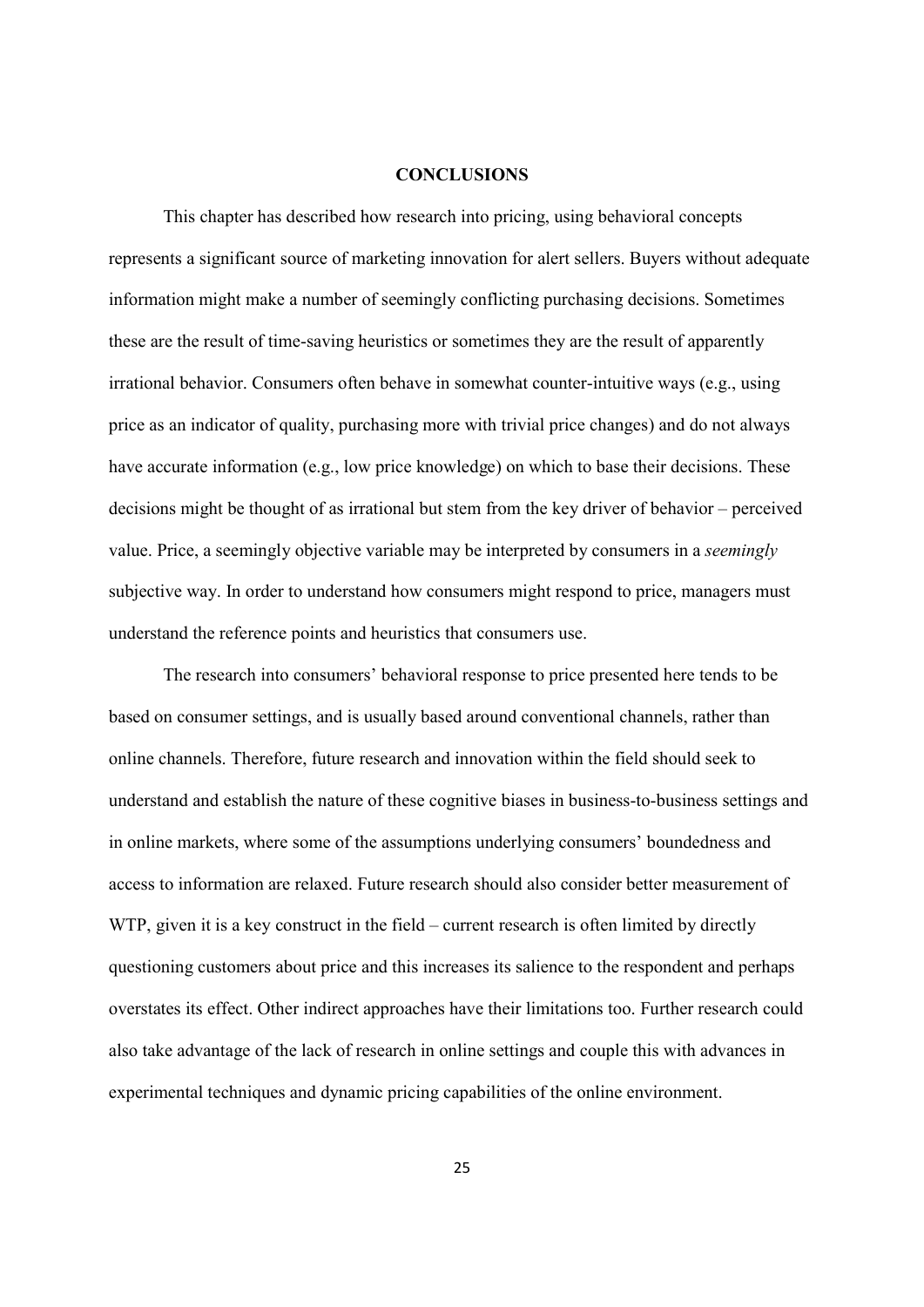## CONCLUSIONS

This chapter has described how research into pricing, using behavioral concepts represents a significant source of marketing innovation for alert sellers. Buyers without adequate information might make a number of seemingly conflicting purchasing decisions. Sometimes these are the result of time-saving heuristics or sometimes they are the result of apparently irrational behavior. Consumers often behave in somewhat counter-intuitive ways (e.g., using price as an indicator of quality, purchasing more with trivial price changes) and do not always have accurate information (e.g., low price knowledge) on which to base their decisions. These decisions might be thought of as irrational but stem from the key driver of behavior – perceived value. Price, a seemingly objective variable may be interpreted by consumers in a *seemingly* subjective way. In order to understand how consumers might respond to price, managers must understand the reference points and heuristics that consumers use.

The research into consumers' behavioral response to price presented here tends to be based on consumer settings, and is usually based around conventional channels, rather than online channels. Therefore, future research and innovation within the field should seek to understand and establish the nature of these cognitive biases in business-to-business settings and in online markets, where some of the assumptions underlying consumers' boundedness and access to information are relaxed. Future research should also consider better measurement of WTP, given it is a key construct in the field – current research is often limited by directly questioning customers about price and this increases its salience to the respondent and perhaps overstates its effect. Other indirect approaches have their limitations too. Further research could also take advantage of the lack of research in online settings and couple this with advances in experimental techniques and dynamic pricing capabilities of the online environment.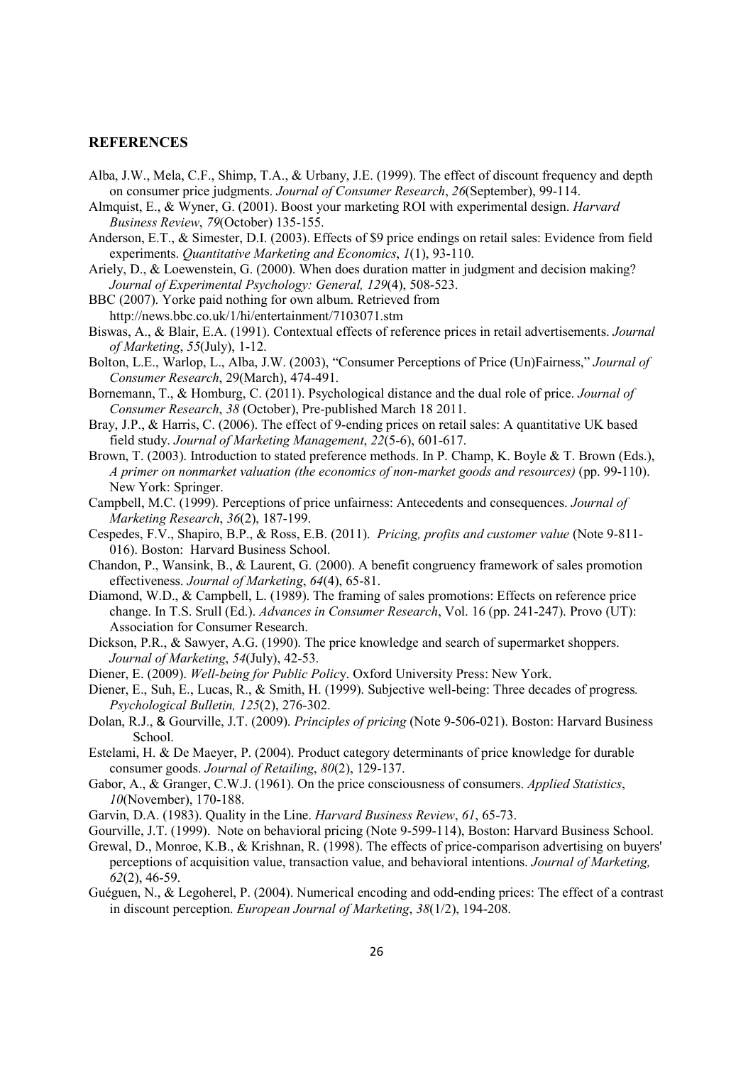## REFERENCES

Alba, J.W., Mela, C.F., Shimp, T.A., & Urbany, J.E. (1999). The effect of discount frequency and depth on consumer price judgments. *Journal of Consumer Research*, *26*(September), 99-114.

Almquist, E., & Wyner, G. (2001). Boost your marketing ROI with experimental design. *Harvard Business Review*, *79*(October) 135-155.

Anderson, E.T., & Simester, D.I. (2003). Effects of $9 price endings on retail sales: Evidence from field experiments. *Quantitative Marketing and Economics*, *1*(1), 93-110.

Ariely, D., & Loewenstein, G. (2000). When does duration matter in judgment and decision making? *Journal of Experimental Psychology: General, 129*(4), 508-523.

BBC (2007). Yorke paid nothing for own album. Retrieved from http://news.bbc.co.uk/1/hi/entertainment/7103071.stm

Biswas, A., & Blair, E.A. (1991). Contextual effects of reference prices in retail advertisements. *Journal of Marketing*, *55*(July), 1-12.

Bolton, L.E., Warlop, L., Alba, J.W. (2003), "Consumer Perceptions of Price (Un)Fairness," *Journal of Consumer Research*, 29(March), 474-491.

Bornemann, T., & Homburg, C. (2011). Psychological distance and the dual role of price. *Journal of Consumer Research*, *38* (October), Pre-published March 18 2011.

Bray, J.P., & Harris, C. (2006). The effect of 9-ending prices on retail sales: A quantitative UK based field study. *Journal of Marketing Management*, *22*(5-6), 601-617.

Brown, T. (2003). Introduction to stated preference methods. In P. Champ, K. Boyle & T. Brown (Eds.), *A primer on nonmarket valuation (the economics of non-market goods and resources)* (pp. 99-110). New York: Springer.

Campbell, M.C. (1999). Perceptions of price unfairness: Antecedents and consequences. *Journal of Marketing Research*, *36*(2), 187-199.

Cespedes, F.V., Shapiro, B.P., & Ross, E.B. (2011). *Pricing, profits and customer value* (Note 9-811-016). Boston: Harvard Business School.

Chandon, P., Wansink, B., & Laurent, G. (2000). A benefit congruency framework of sales promotion effectiveness. *Journal of Marketing*, *64*(4), 65-81.

Diamond, W.D., & Campbell, L. (1989). The framing of sales promotions: Effects on reference price change. In T.S. Srull (Ed.). *Advances in Consumer Research*, Vol. 16 (pp. 241-247). Provo (UT): Association for Consumer Research.

Dickson, P.R., & Sawyer, A.G. (1990). The price knowledge and search of supermarket shoppers. *Journal of Marketing*, *54*(July), 42-53.

Diener, E. (2009). *Well-being for Public Policy*. Oxford University Press: New York.

Diener, E., Suh, E., Lucas, R., & Smith, H. (1999). Subjective well-being: Three decades of progress*. Psychological Bulletin, 125*(2), 276-302.

Dolan, R.J., & Gourville, J.T. (2009). *Principles of pricing* (Note 9-506-021). Boston: Harvard Business School.

Estelami, H. & De Maeyer, P. (2004). Product category determinants of price knowledge for durable consumer goods. *Journal of Retailing*, *80*(2), 129-137.

Gabor, A., & Granger, C.W.J. (1961). On the price consciousness of consumers. *Applied Statistics*, *10*(November), 170-188.

Garvin, D.A. (1983). Quality in the Line. *Harvard Business Review*, *61*, 65-73.

Gourville, J.T. (1999). Note on behavioral pricing (Note 9-599-114), Boston: Harvard Business School.

Grewal, D., Monroe, K.B., & Krishnan, R. (1998). The effects of price-comparison advertising on buyers' perceptions of acquisition value, transaction value, and behavioral intentions. *Journal of Marketing, 62*(2), 46-59.

Guéguen, N., & Legoherel, P. (2004). Numerical encoding and odd-ending prices: The effect of a contrast in discount perception. *European Journal of Marketing*, *38*(1/2), 194-208.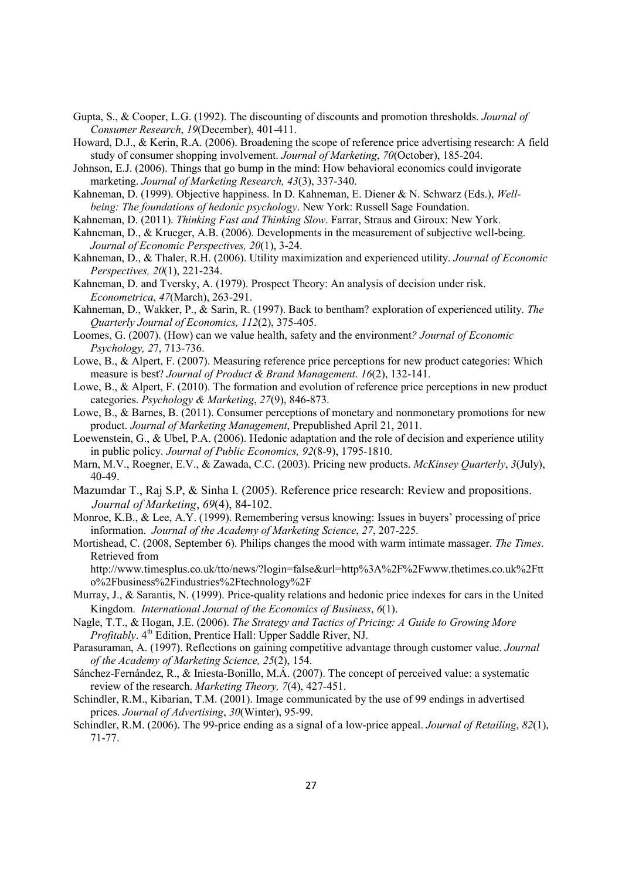Gupta, S., & Cooper, L.G. (1992). The discounting of discounts and promotion thresholds. *Journal of Consumer Research*, *19*(December), 401-411.

Howard, D.J., & Kerin, R.A. (2006). Broadening the scope of reference price advertising research: A field study of consumer shopping involvement. *Journal of Marketing*, *70*(October), 185-204.

Johnson, E.J. (2006). Things that go bump in the mind: How behavioral economics could invigorate marketing. *Journal of Marketing Research, 43*(3), 337-340.

Kahneman, D. (1999). Objective happiness. In D. Kahneman, E. Diener & N. Schwarz (Eds.), *Well-being: The foundations of hedonic psychology*. New York: Russell Sage Foundation.

Kahneman, D. (2011). *Thinking Fast and Thinking Slow*. Farrar, Straus and Giroux: New York.

Kahneman, D., & Krueger, A.B. (2006). Developments in the measurement of subjective well-being. *Journal of Economic Perspectives, 20*(1), 3-24.

Kahneman, D., & Thaler, R.H. (2006). Utility maximization and experienced utility. *Journal of Economic Perspectives, 20*(1), 221-234.

Kahneman, D. and Tversky, A. (1979). Prospect Theory: An analysis of decision under risk. *Econometrica*, *47*(March), 263-291.

Kahneman, D., Wakker, P., & Sarin, R. (1997). Back to bentham? exploration of experienced utility. *The Quarterly Journal of Economics, 112*(2), 375-405.

Loomes, G. (2007). (How) can we value health, safety and the environment*? Journal of Economic Psychology, 27*, 713-736.

Lowe, B., & Alpert, F. (2007). Measuring reference price perceptions for new product categories: Which measure is best? *Journal of Product & Brand Management*. *16*(2), 132-141.

Lowe, B., & Alpert, F. (2010). The formation and evolution of reference price perceptions in new product categories. *Psychology & Marketing*, *27*(9), 846-873.

Lowe, B., & Barnes, B. (2011). Consumer perceptions of monetary and nonmonetary promotions for new product. *Journal of Marketing Management*, Prepublished April 21, 2011.

Loewenstein, G., & Ubel, P.A. (2006). Hedonic adaptation and the role of decision and experience utility in public policy. *Journal of Public Economics, 92*(8-9), 1795-1810.

Marn, M.V., Roegner, E.V., & Zawada, C.C. (2003). Pricing new products. *McKinsey Quarterly*, *3*(July), 40-49.

Mazumdar T., Raj S.P, & Sinha I. (2005). Reference price research: Review and propositions. *Journal of Marketing*, *69*(4), 84-102.

Monroe, K.B., & Lee, A.Y. (1999). Remembering versus knowing: Issues in buyers' processing of price information. *Journal of the Academy of Marketing Science*, *27*, 207-225.

Mortishead, C. (2008, September 6). Philips changes the mood with warm intimate massager. *The Times*. Retrieved from http://www.timesplus.co.uk/tto/news/?login=false&url=http%3A%2F%2Fwww.thetimes.co.uk%2Ftto%2Fbusiness%2Findustries%2Ftechnology%2F

Murray, J., & Sarantis, N. (1999). Price-quality relations and hedonic price indexes for cars in the United Kingdom. *International Journal of the Economics of Business*, *6*(1).

Nagle, T.T., & Hogan, J.E. (2006). *The Strategy and Tactics of Pricing: A Guide to Growing More Profitably*. 4th Edition, Prentice Hall: Upper Saddle River, NJ.

Parasuraman, A. (1997). Reflections on gaining competitive advantage through customer value. *Journal of the Academy of Marketing Science, 25*(2), 154.

Sánchez-Fernández, R., & Iniesta-Bonillo, M.Á. (2007). The concept of perceived value: a systematic review of the research. *Marketing Theory, 7*(4), 427-451.

Schindler, R.M., Kibarian, T.M. (2001). Image communicated by the use of 99 endings in advertised prices. *Journal of Advertising*, *30*(Winter), 95-99.

Schindler, R.M. (2006). The 99-price ending as a signal of a low-price appeal. *Journal of Retailing*, *82*(1), 71-77.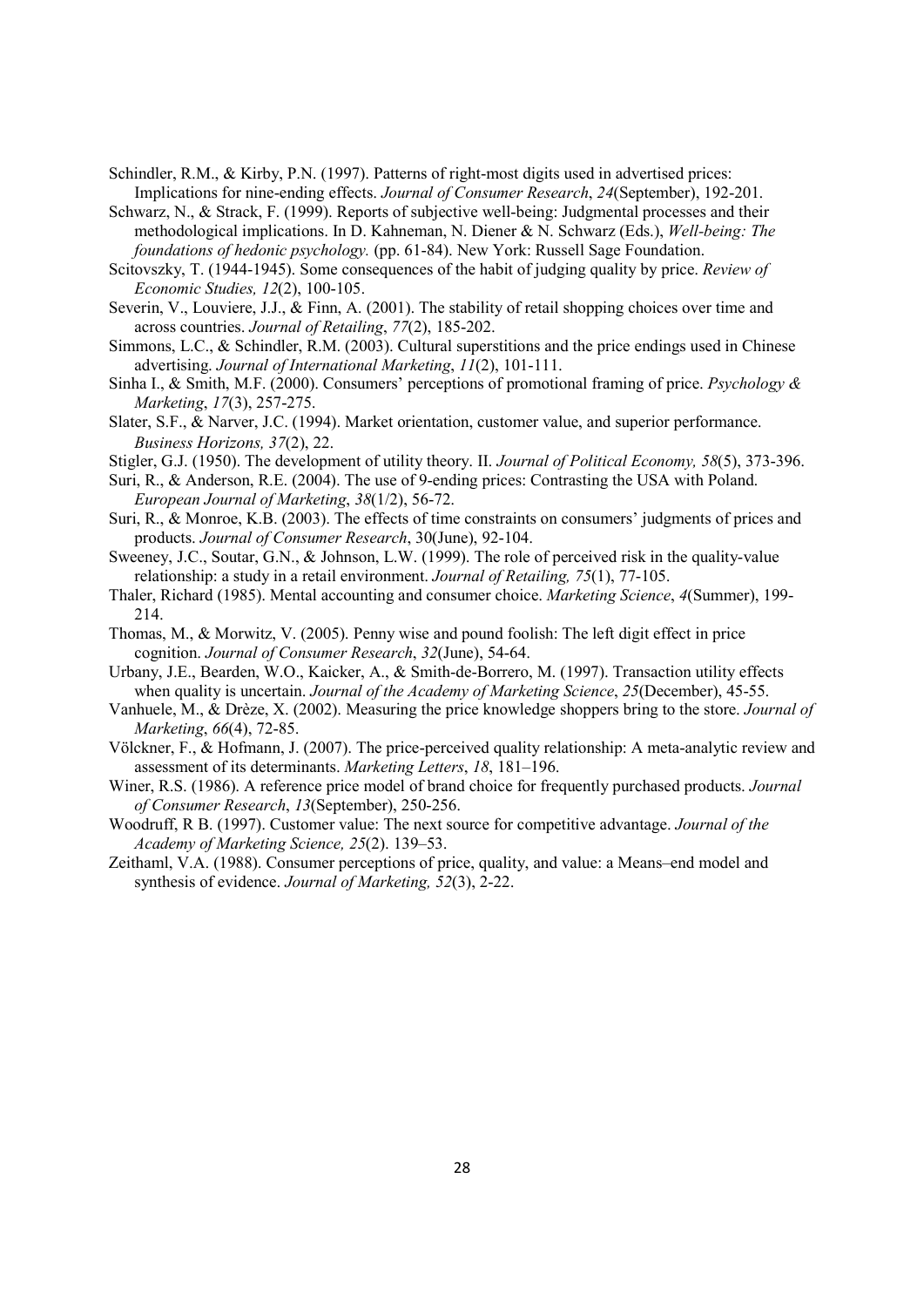Schindler, R.M., & Kirby, P.N. (1997). Patterns of right-most digits used in advertised prices: Implications for nine-ending effects. *Journal of Consumer Research*, *24*(September), 192-201.

Schwarz, N., & Strack, F. (1999). Reports of subjective well-being: Judgmental processes and their methodological implications. In D. Kahneman, N. Diener & N. Schwarz (Eds.), *Well-being: The foundations of hedonic psychology.* (pp. 61-84). New York: Russell Sage Foundation.

Scitovszky, T. (1944-1945). Some consequences of the habit of judging quality by price. *Review of Economic Studies, 12*(2), 100-105.

Severin, V., Louviere, J.J., & Finn, A. (2001). The stability of retail shopping choices over time and across countries. *Journal of Retailing*, *77*(2), 185-202.

Simmons, L.C., & Schindler, R.M. (2003). Cultural superstitions and the price endings used in Chinese advertising. *Journal of International Marketing*, *11*(2), 101-111.

Sinha I., & Smith, M.F. (2000). Consumers' perceptions of promotional framing of price. *Psychology & Marketing*, *17*(3), 257-275.

Slater, S.F., & Narver, J.C. (1994). Market orientation, customer value, and superior performance. *Business Horizons, 37*(2), 22.

Stigler, G.J. (1950). The development of utility theory. II. *Journal of Political Economy, 58*(5), 373-396.

Suri, R., & Anderson, R.E. (2004). The use of 9-ending prices: Contrasting the USA with Poland. *European Journal of Marketing*, *38*(1/2), 56-72.

Suri, R., & Monroe, K.B. (2003). The effects of time constraints on consumers' judgments of prices and products. *Journal of Consumer Research*, 30(June), 92-104.

Sweeney, J.C., Soutar, G.N., & Johnson, L.W. (1999). The role of perceived risk in the quality-value relationship: a study in a retail environment. *Journal of Retailing, 75*(1), 77-105.

Thaler, Richard (1985). Mental accounting and consumer choice. *Marketing Science*, *4*(Summer), 199-214.

Thomas, M., & Morwitz, V. (2005). Penny wise and pound foolish: The left digit effect in price cognition. *Journal of Consumer Research*, *32*(June), 54-64.

Urbany, J.E., Bearden, W.O., Kaicker, A., & Smith-de-Borrero, M. (1997). Transaction utility effects when quality is uncertain. *Journal of the Academy of Marketing Science*, *25*(December), 45-55.

Vanhuele, M., & Drèze, X. (2002). Measuring the price knowledge shoppers bring to the store. *Journal of Marketing*, *66*(4), 72-85.

Völckner, F., & Hofmann, J. (2007). The price-perceived quality relationship: A meta-analytic review and assessment of its determinants. *Marketing Letters*, *18*, 181–196.

Winer, R.S. (1986). A reference price model of brand choice for frequently purchased products. *Journal of Consumer Research*, *13*(September), 250-256.

Woodruff, R B. (1997). Customer value: The next source for competitive advantage. *Journal of the Academy of Marketing Science, 25*(2). 139–53.

Zeithaml, V.A. (1988). Consumer perceptions of price, quality, and value: a Means–end model and synthesis of evidence. *Journal of Marketing, 52*(3), 2-22.